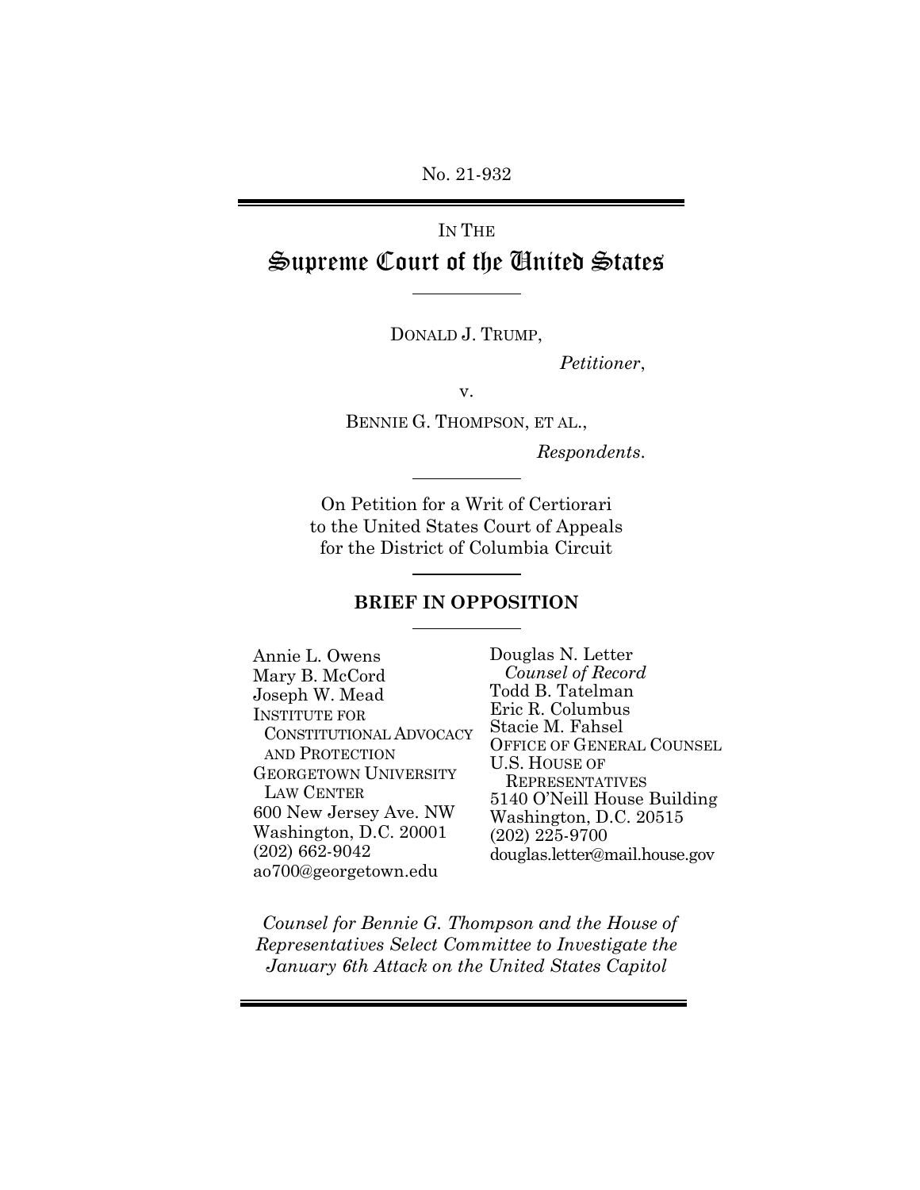No. 21-932

IN THE

# Supreme Court of the United States

DONALD J. TRUMP,

*Petitioner*,

v.

BENNIE G. THOMPSON, ET AL.,

*Respondents*.

On Petition for a Writ of Certiorari
to the United States Court of Appeals
for the District of Columbia Circuit

## BRIEF IN OPPOSITION

Annie L. Owens
Mary B. McCord
Joseph W. Mead
INSTITUTE FOR CONSTITUTIONAL ADVOCACY AND PROTECTION
GEORGETOWN UNIVERSITY LAW CENTER
600 New Jersey Ave. NW
Washington, D.C. 20001
(202) 662-9042
ao700@georgetown.edu

Douglas N. Letter
*Counsel of Record*
Todd B. Tatelman
Eric R. Columbus
Stacie M. Fahsel
OFFICE OF GENERAL COUNSEL
U.S. HOUSE OF REPRESENTATIVES
5140 O'Neill House Building
Washington, D.C. 20515
(202) 225-9700
douglas.letter@mail.house.gov

*Counsel for Bennie G. Thompson and the House of Representatives Select Committee to Investigate the January 6th Attack on the United States Capitol*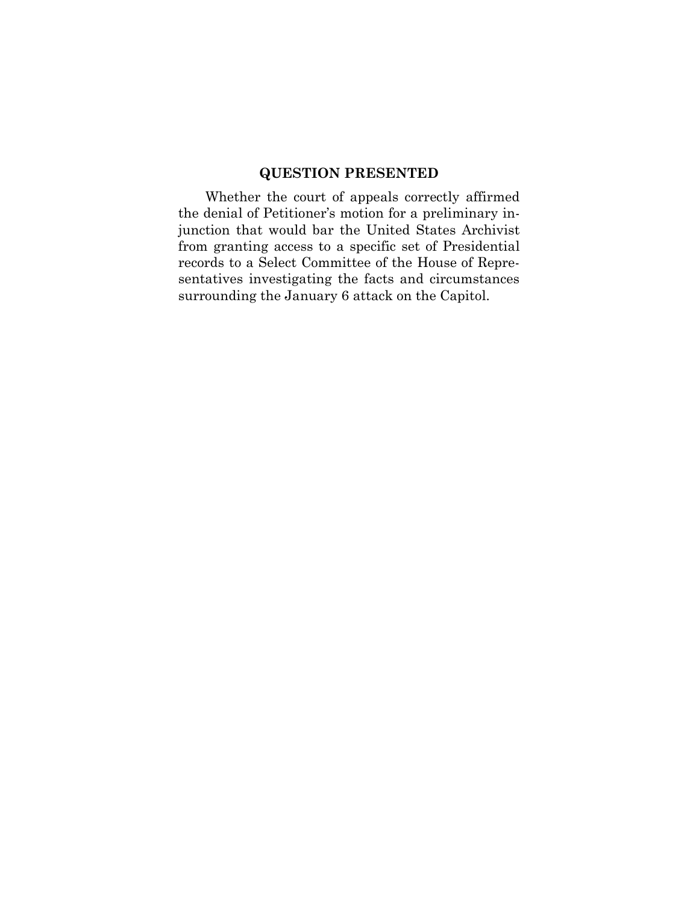## QUESTION PRESENTED

Whether the court of appeals correctly affirmed the denial of Petitioner's motion for a preliminary injunction that would bar the United States Archivist from granting access to a specific set of Presidential records to a Select Committee of the House of Representatives investigating the facts and circumstances surrounding the January 6 attack on the Capitol.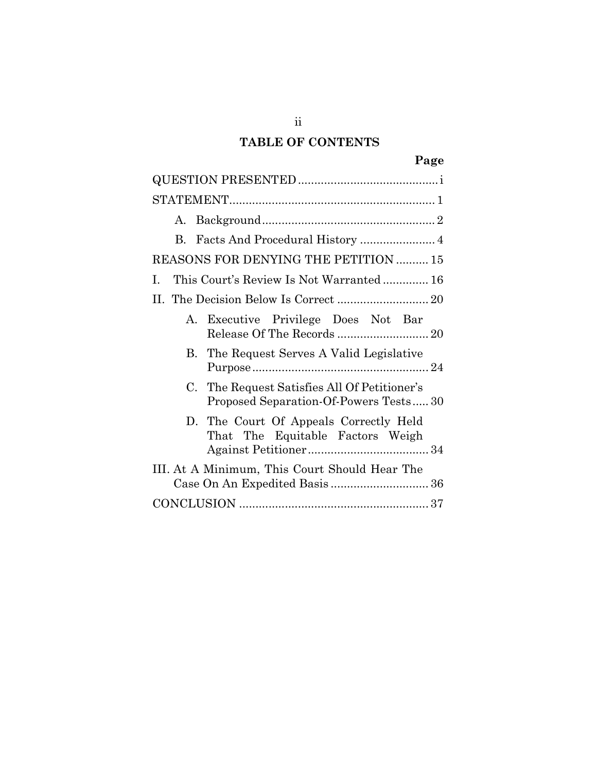# TABLE OF CONTENTS

| | Page |
|---|---|
| QUESTION PRESENTED | i |
| STATEMENT | 1 |
| A. Background | 2 |
| B. Facts And Procedural History | 4 |
| REASONS FOR DENYING THE PETITION | 15 |
| I. This Court's Review Is Not Warranted | 16 |
| II. The Decision Below Is Correct | 20 |
| A. Executive Privilege Does Not Bar Release Of The Records | 20 |
| B. The Request Serves A Valid Legislative Purpose | 24 |
| C. The Request Satisfies All Of Petitioner's Proposed Separation-Of-Powers Tests | 30 |
| D. The Court Of Appeals Correctly Held That The Equitable Factors Weigh Against Petitioner | 34 |
| III. At A Minimum, This Court Should Hear The Case On An Expedited Basis | 36 |
| CONCLUSION | 37 |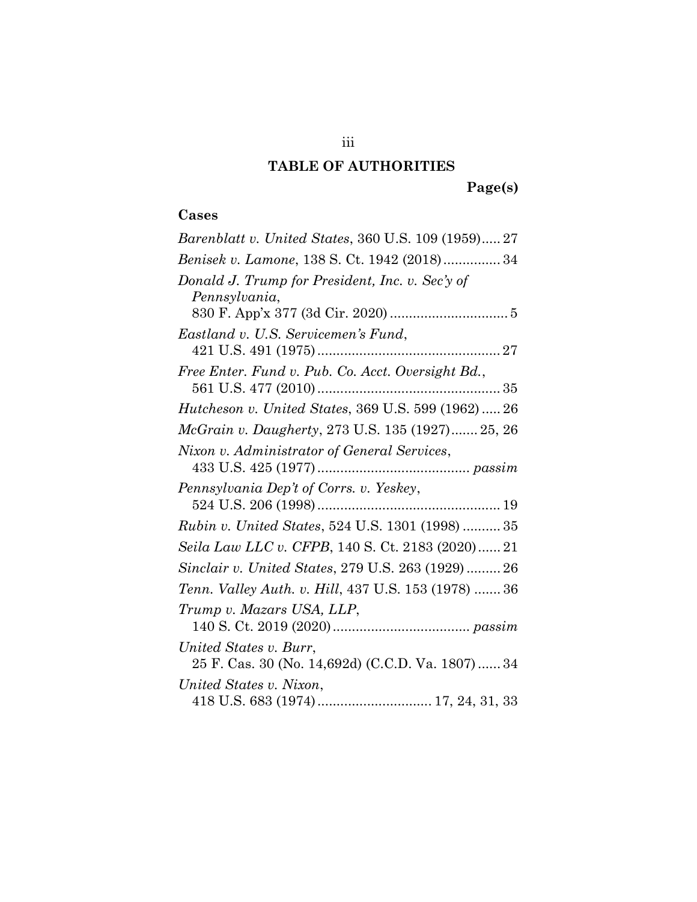# TABLE OF AUTHORITIES

**Page(s)**

## Cases

*Barenblatt v. United States*, 360 U.S. 109 (1959)..... 27

*Benisek v. Lamone*, 138 S. Ct. 1942 (2018)............... 34

*Donald J. Trump for President, Inc. v. Sec'y of Pennsylvania*, 830 F. App'x 377 (3d Cir. 2020)............................... 5

*Eastland v. U.S. Servicemen's Fund*, 421 U.S. 491 (1975)................................................ 27

*Free Enter. Fund v. Pub. Co. Acct. Oversight Bd.*, 561 U.S. 477 (2010)................................................ 35

*Hutcheson v. United States*, 369 U.S. 599 (1962)..... 26

*McGrain v. Daugherty*, 273 U.S. 135 (1927)....... 25, 26

*Nixon v. Administrator of General Services*, 433 U.S. 425 (1977)........................................ *passim*

*Pennsylvania Dep't of Corrs. v. Yeskey*, 524 U.S. 206 (1998)................................................ 19

*Rubin v. United States*, 524 U.S. 1301 (1998).......... 35

*Seila Law LLC v. CFPB*, 140 S. Ct. 2183 (2020)...... 21

*Sinclair v. United States*, 279 U.S. 263 (1929)......... 26

*Tenn. Valley Auth. v. Hill*, 437 U.S. 153 (1978)....... 36

*Trump v. Mazars USA, LLP*, 140 S. Ct. 2019 (2020).................................... *passim*

*United States v. Burr*, 25 F. Cas. 30 (No. 14,692d) (C.C.D. Va. 1807)...... 34

*United States v. Nixon*, 418 U.S. 683 (1974).............................. 17, 24, 31, 33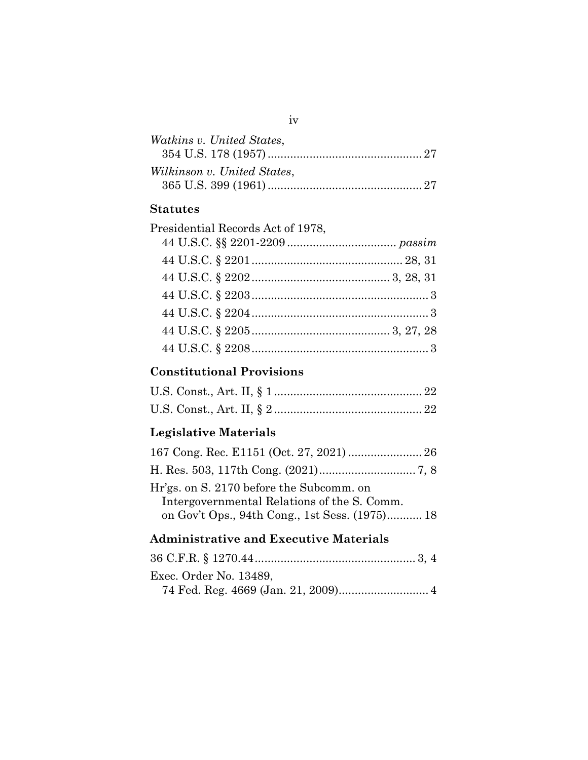*Watkins v. United States*,
354 U.S. 178 (1957) ................................................ 27

*Wilkinson v. United States*,
365 U.S. 399 (1961) ................................................ 27

## Statutes

Presidential Records Act of 1978,
44 U.S.C. §§ 2201-2209 .................................. *passim*

44 U.S.C. § 2201 ............................................... 28, 31

44 U.S.C. § 2202 .......................................... 3, 28, 31

44 U.S.C. § 2203 ....................................................... 3

44 U.S.C. § 2204 ....................................................... 3

44 U.S.C. § 2205 .......................................... 3, 27, 28

44 U.S.C. § 2208 ....................................................... 3

## Constitutional Provisions

U.S. Const., Art. II, § 1 .............................................. 22

U.S. Const., Art. II, § 2 .............................................. 22

## Legislative Materials

167 Cong. Rec. E1151 (Oct. 27, 2021) ....................... 26

H. Res. 503, 117th Cong. (2021) .............................. 7, 8

Hr'gs. on S. 2170 before the Subcomm. on Intergovernmental Relations of the S. Comm. on Gov't Ops., 94th Cong., 1st Sess. (1975)........... 18

## Administrative and Executive Materials

36 C.F.R. § 1270.44 .................................................. 3, 4

Exec. Order No. 13489,
74 Fed. Reg. 4669 (Jan. 21, 2009)............................ 4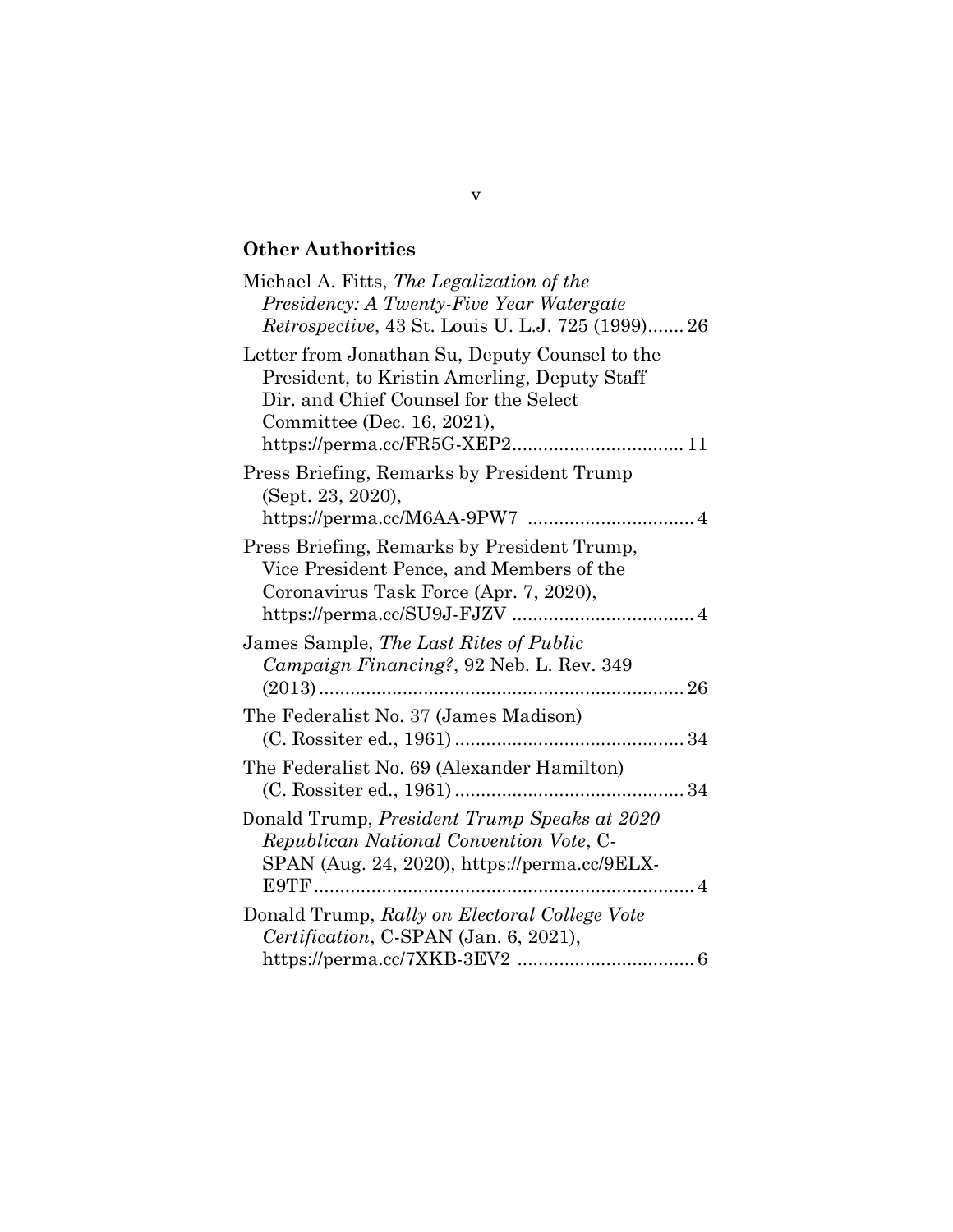## Other Authorities

Michael A. Fitts, *The Legalization of the Presidency: A Twenty-Five Year Watergate Retrospective*, 43 St. Louis U. L.J. 725 (1999)....... 26

Letter from Jonathan Su, Deputy Counsel to the President, to Kristin Amerling, Deputy Staff Dir. and Chief Counsel for the Select Committee (Dec. 16, 2021), https://perma.cc/FR5G-XEP2................................. 11

Press Briefing, Remarks by President Trump (Sept. 23, 2020), https://perma.cc/M6AA-9PW7 ................................ 4

Press Briefing, Remarks by President Trump, Vice President Pence, and Members of the Coronavirus Task Force (Apr. 7, 2020), https://perma.cc/SU9J-FJZV ................................... 4

James Sample, *The Last Rites of Public Campaign Financing?*, 92 Neb. L. Rev. 349 (2013)...................................................................... 26

The Federalist No. 37 (James Madison) (C. Rossiter ed., 1961)........................................... 34

The Federalist No. 69 (Alexander Hamilton) (C. Rossiter ed., 1961)........................................... 34

Donald Trump, *President Trump Speaks at 2020 Republican National Convention Vote*, C-SPAN (Aug. 24, 2020), https://perma.cc/9ELX-E9TF......................................................................... 4

Donald Trump, *Rally on Electoral College Vote Certification*, C-SPAN (Jan. 6, 2021), https://perma.cc/7XKB-3EV2 .................................. 6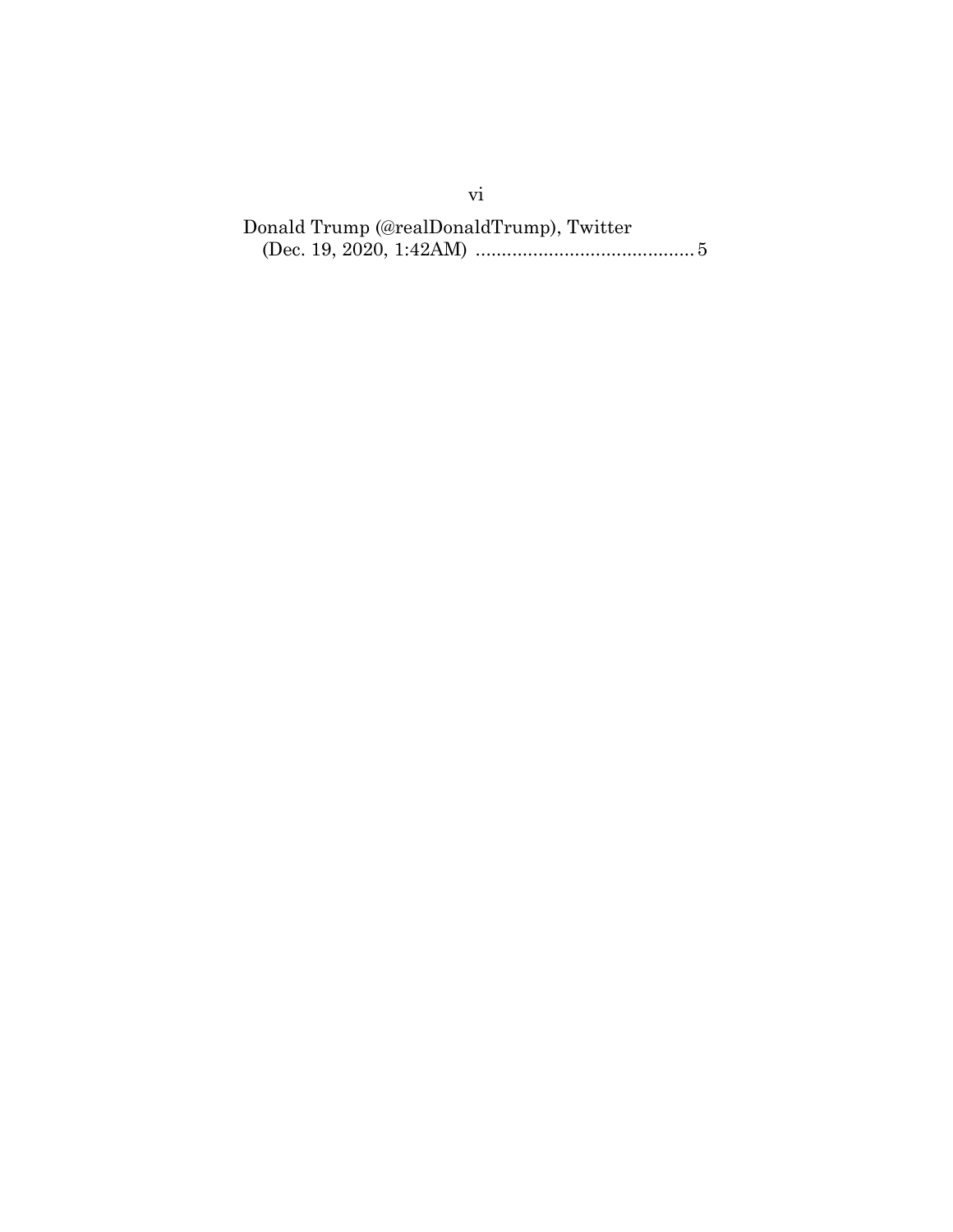Donald Trump (@realDonaldTrump), Twitter
(Dec. 19, 2020, 1:42AM) .......................................... 5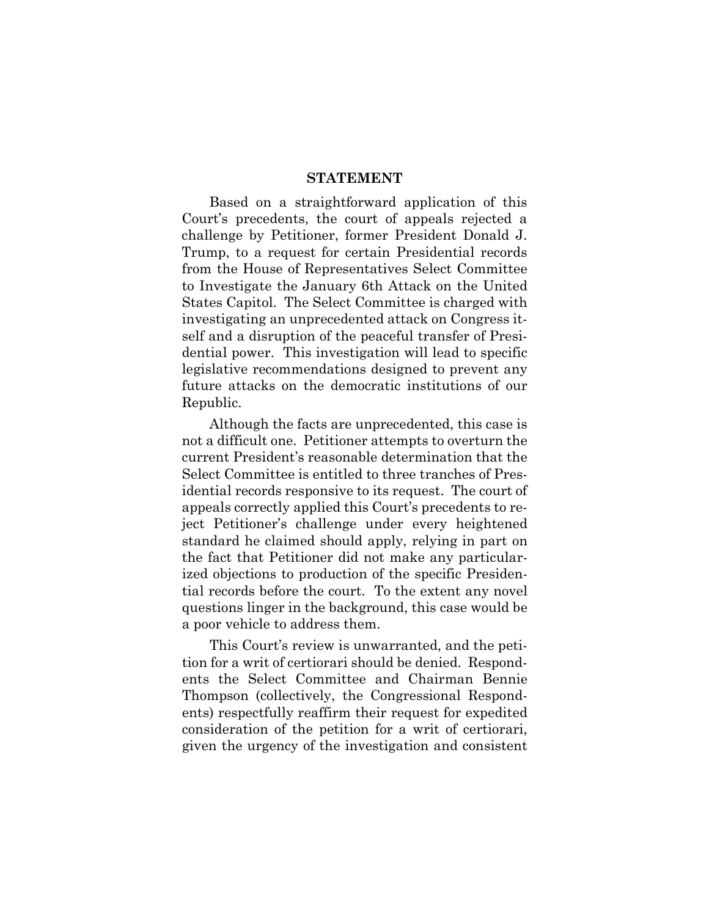## STATEMENT

Based on a straightforward application of this Court's precedents, the court of appeals rejected a challenge by Petitioner, former President Donald J. Trump, to a request for certain Presidential records from the House of Representatives Select Committee to Investigate the January 6th Attack on the United States Capitol. The Select Committee is charged with investigating an unprecedented attack on Congress itself and a disruption of the peaceful transfer of Presidential power. This investigation will lead to specific legislative recommendations designed to prevent any future attacks on the democratic institutions of our Republic.

Although the facts are unprecedented, this case is not a difficult one. Petitioner attempts to overturn the current President's reasonable determination that the Select Committee is entitled to three tranches of Presidential records responsive to its request. The court of appeals correctly applied this Court's precedents to reject Petitioner's challenge under every heightened standard he claimed should apply, relying in part on the fact that Petitioner did not make any particularized objections to production of the specific Presidential records before the court. To the extent any novel questions linger in the background, this case would be a poor vehicle to address them.

This Court's review is unwarranted, and the petition for a writ of certiorari should be denied. Respondents the Select Committee and Chairman Bennie Thompson (collectively, the Congressional Respondents) respectfully reaffirm their request for expedited consideration of the petition for a writ of certiorari, given the urgency of the investigation and consistent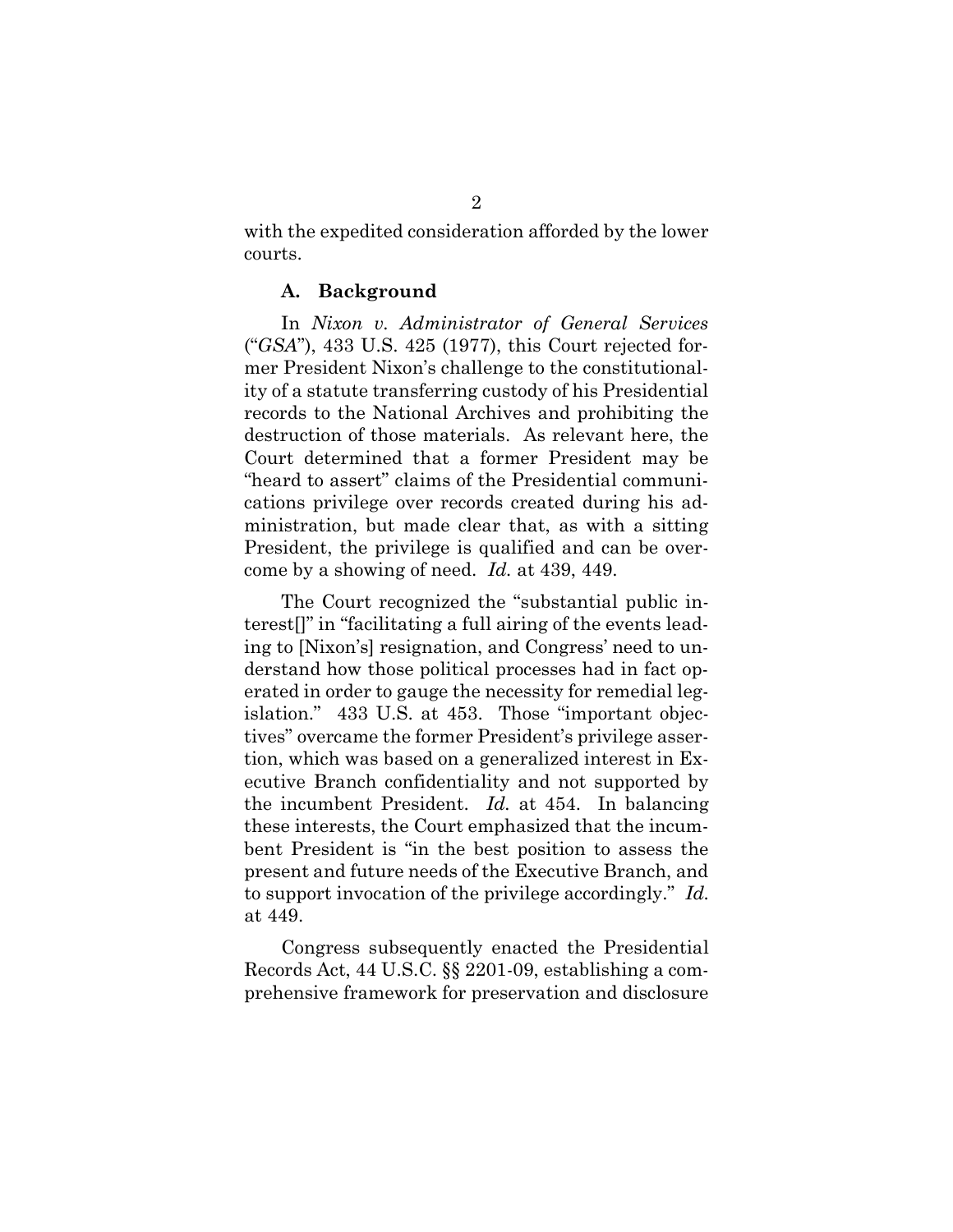with the expedited consideration afforded by the lower courts.

### A. Background

In *Nixon v. Administrator of General Services* ("*GSA*"), 433 U.S. 425 (1977), this Court rejected former President Nixon's challenge to the constitutionality of a statute transferring custody of his Presidential records to the National Archives and prohibiting the destruction of those materials. As relevant here, the Court determined that a former President may be "heard to assert" claims of the Presidential communications privilege over records created during his administration, but made clear that, as with a sitting President, the privilege is qualified and can be overcome by a showing of need. *Id.* at 439, 449.

The Court recognized the "substantial public interest[]" in "facilitating a full airing of the events leading to [Nixon's] resignation, and Congress' need to understand how those political processes had in fact operated in order to gauge the necessity for remedial legislation." 433 U.S. at 453. Those "important objectives" overcame the former President's privilege assertion, which was based on a generalized interest in Executive Branch confidentiality and not supported by the incumbent President. *Id.* at 454. In balancing these interests, the Court emphasized that the incumbent President is "in the best position to assess the present and future needs of the Executive Branch, and to support invocation of the privilege accordingly." *Id.* at 449.

Congress subsequently enacted the Presidential Records Act, 44 U.S.C. §§ 2201-09, establishing a comprehensive framework for preservation and disclosure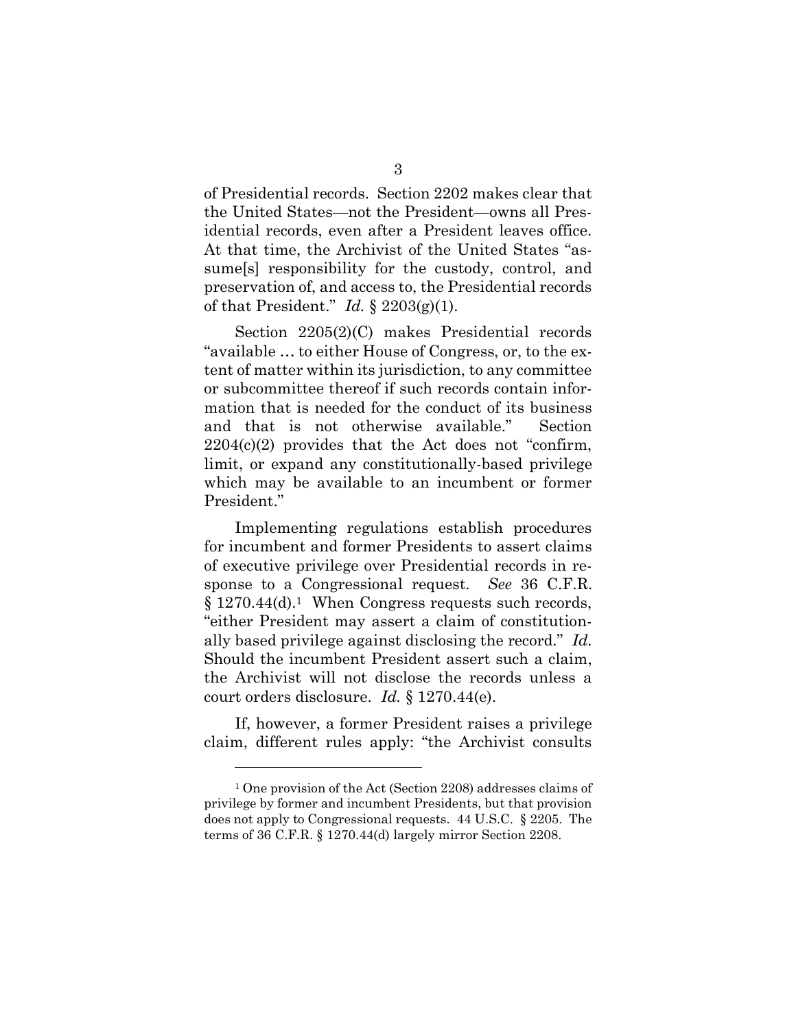of Presidential records. Section 2202 makes clear that the United States—not the President—owns all Presidential records, even after a President leaves office. At that time, the Archivist of the United States "assume[s] responsibility for the custody, control, and preservation of, and access to, the Presidential records of that President." *Id.* § 2203(g)(1).

Section 2205(2)(C) makes Presidential records "available … to either House of Congress, or, to the extent of matter within its jurisdiction, to any committee or subcommittee thereof if such records contain information that is needed for the conduct of its business and that is not otherwise available." Section 2204(c)(2) provides that the Act does not "confirm, limit, or expand any constitutionally-based privilege which may be available to an incumbent or former President."

Implementing regulations establish procedures for incumbent and former Presidents to assert claims of executive privilege over Presidential records in response to a Congressional request. *See* 36 C.F.R. § 1270.44(d).[1] When Congress requests such records, "either President may assert a claim of constitutionally based privilege against disclosing the record." *Id.* Should the incumbent President assert such a claim, the Archivist will not disclose the records unless a court orders disclosure. *Id.* § 1270.44(e).

If, however, a former President raises a privilege claim, different rules apply: "the Archivist consults

[1] One provision of the Act (Section 2208) addresses claims of privilege by former and incumbent Presidents, but that provision does not apply to Congressional requests. 44 U.S.C. § 2205. The terms of 36 C.F.R. § 1270.44(d) largely mirror Section 2208.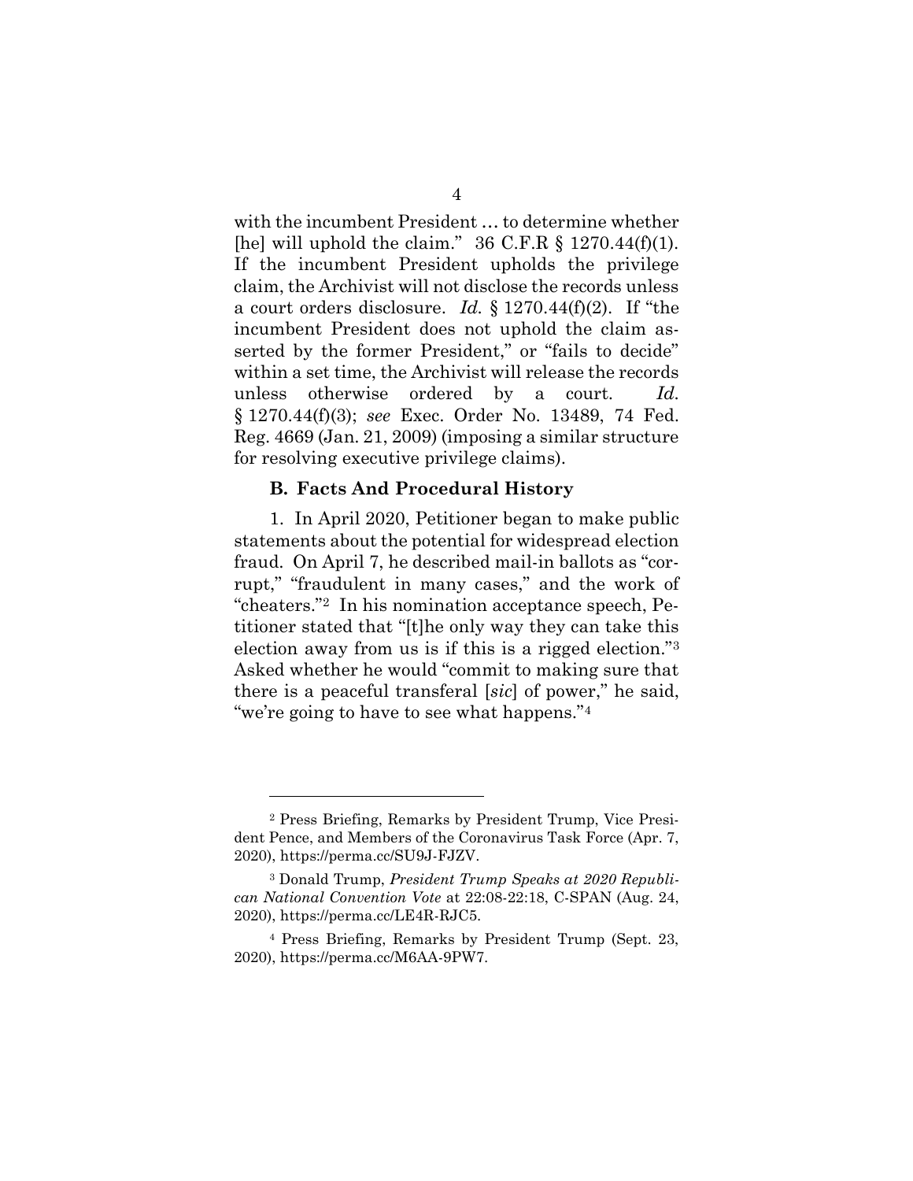with the incumbent President … to determine whether [he] will uphold the claim." 36 C.F.R § 1270.44(f)(1). If the incumbent President upholds the privilege claim, the Archivist will not disclose the records unless a court orders disclosure. *Id.* § 1270.44(f)(2). If "the incumbent President does not uphold the claim asserted by the former President," or "fails to decide" within a set time, the Archivist will release the records unless otherwise ordered by a court. *Id.* § 1270.44(f)(3); *see* Exec. Order No. 13489, 74 Fed. Reg. 4669 (Jan. 21, 2009) (imposing a similar structure for resolving executive privilege claims).

### B. Facts And Procedural History

1. In April 2020, Petitioner began to make public statements about the potential for widespread election fraud. On April 7, he described mail-in ballots as "corrupt," "fraudulent in many cases," and the work of "cheaters."[2] In his nomination acceptance speech, Petitioner stated that "[t]he only way they can take this election away from us is if this is a rigged election."[3] Asked whether he would "commit to making sure that there is a peaceful transferal [*sic*] of power," he said, "we're going to have to see what happens."[4]

---

[2] Press Briefing, Remarks by President Trump, Vice President Pence, and Members of the Coronavirus Task Force (Apr. 7, 2020), https://perma.cc/SU9J-FJZV.

[3] Donald Trump, *President Trump Speaks at 2020 Republican National Convention Vote* at 22:08-22:18, C-SPAN (Aug. 24, 2020), https://perma.cc/LE4R-RJC5.

[4] Press Briefing, Remarks by President Trump (Sept. 23, 2020), https://perma.cc/M6AA-9PW7.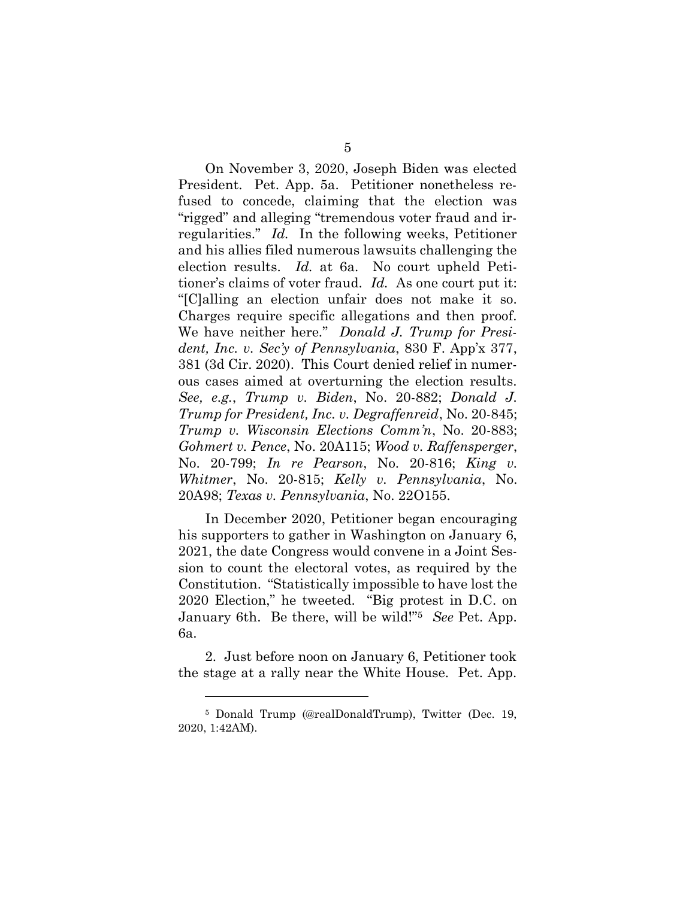On November 3, 2020, Joseph Biden was elected President. Pet. App. 5a. Petitioner nonetheless refused to concede, claiming that the election was "rigged" and alleging "tremendous voter fraud and irregularities." *Id.* In the following weeks, Petitioner and his allies filed numerous lawsuits challenging the election results. *Id.* at 6a. No court upheld Petitioner's claims of voter fraud. *Id.* As one court put it: "[C]alling an election unfair does not make it so. Charges require specific allegations and then proof. We have neither here." *Donald J. Trump for President, Inc. v. Sec'y of Pennsylvania*, 830 F. App'x 377, 381 (3d Cir. 2020). This Court denied relief in numerous cases aimed at overturning the election results. *See, e.g.*, *Trump v. Biden*, No. 20-882; *Donald J. Trump for President, Inc. v. Degraffenreid*, No. 20-845; *Trump v. Wisconsin Elections Comm'n*, No. 20-883; *Gohmert v. Pence*, No. 20A115; *Wood v. Raffensperger*, No. 20-799; *In re Pearson*, No. 20-816; *King v. Whitmer*, No. 20-815; *Kelly v. Pennsylvania*, No. 20A98; *Texas v. Pennsylvania*, No. 22O155.

In December 2020, Petitioner began encouraging his supporters to gather in Washington on January 6, 2021, the date Congress would convene in a Joint Session to count the electoral votes, as required by the Constitution. "Statistically impossible to have lost the 2020 Election," he tweeted. "Big protest in D.C. on January 6th. Be there, will be wild!"[5] *See* Pet. App. 6a.

2. Just before noon on January 6, Petitioner took the stage at a rally near the White House. Pet. App.

---

[5] Donald Trump (@realDonaldTrump), Twitter (Dec. 19, 2020, 1:42AM).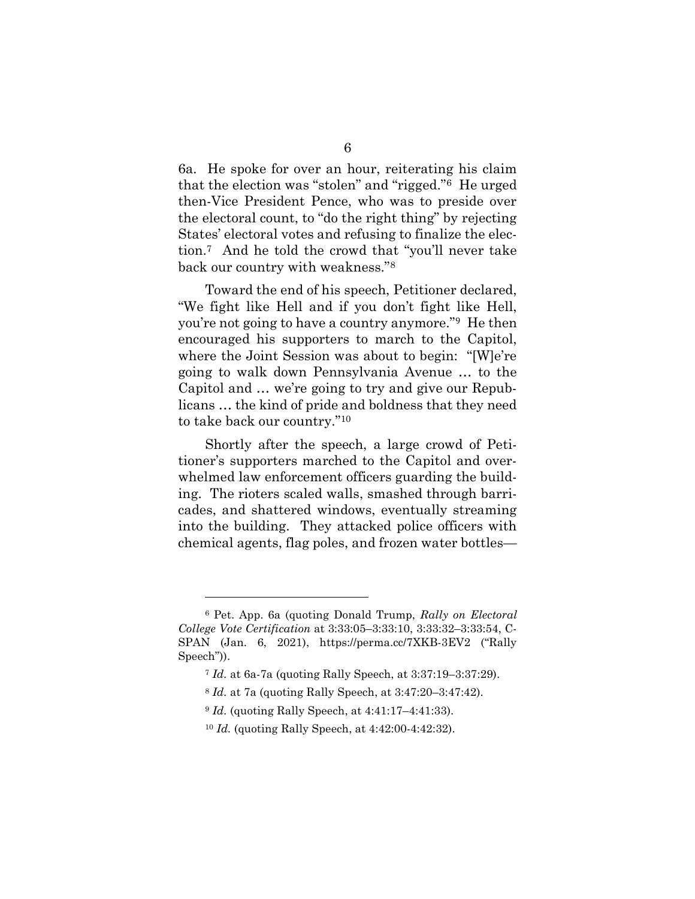6a. He spoke for over an hour, reiterating his claim that the election was "stolen" and "rigged."[6] He urged then-Vice President Pence, who was to preside over the electoral count, to "do the right thing" by rejecting States' electoral votes and refusing to finalize the election.[7] And he told the crowd that "you'll never take back our country with weakness."[8]

Toward the end of his speech, Petitioner declared, "We fight like Hell and if you don't fight like Hell, you're not going to have a country anymore."[9] He then encouraged his supporters to march to the Capitol, where the Joint Session was about to begin: "[W]e're going to walk down Pennsylvania Avenue … to the Capitol and … we're going to try and give our Republicans … the kind of pride and boldness that they need to take back our country."[10]

Shortly after the speech, a large crowd of Petitioner's supporters marched to the Capitol and overwhelmed law enforcement officers guarding the building. The rioters scaled walls, smashed through barricades, and shattered windows, eventually streaming into the building. They attacked police officers with chemical agents, flag poles, and frozen water bottles—

---

[6] Pet. App. 6a (quoting Donald Trump, *Rally on Electoral College Vote Certification* at 3:33:05–3:33:10, 3:33:32–3:33:54, C-SPAN (Jan. 6, 2021), https://perma.cc/7XKB-3EV2 ("Rally Speech")).

[7] *Id.* at 6a-7a (quoting Rally Speech, at 3:37:19–3:37:29).

[8] *Id.* at 7a (quoting Rally Speech, at 3:47:20–3:47:42).

[9] *Id.* (quoting Rally Speech, at 4:41:17–4:41:33).

[10] *Id.* (quoting Rally Speech, at 4:42:00-4:42:32).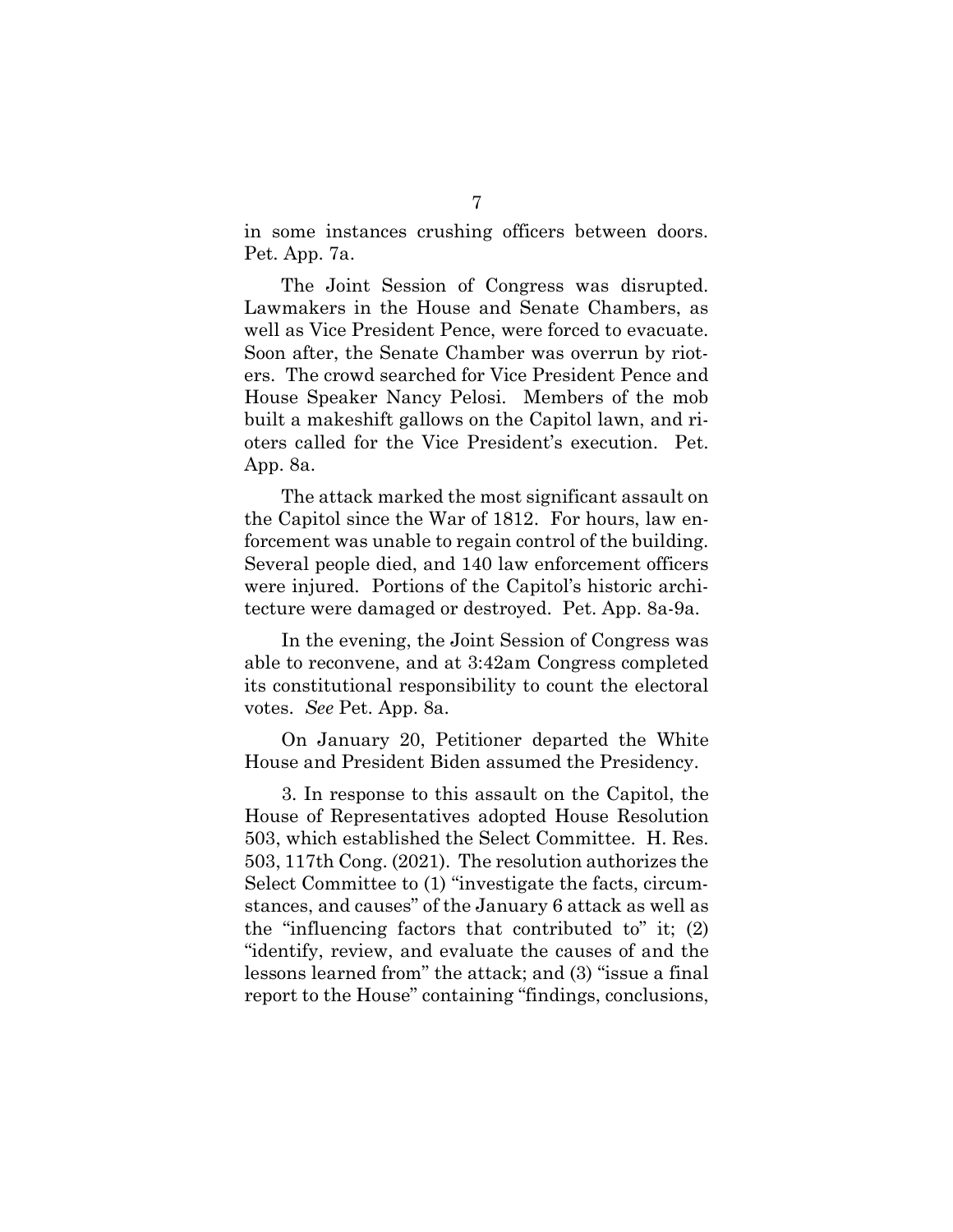in some instances crushing officers between doors. Pet. App. 7a.

The Joint Session of Congress was disrupted. Lawmakers in the House and Senate Chambers, as well as Vice President Pence, were forced to evacuate. Soon after, the Senate Chamber was overrun by rioters. The crowd searched for Vice President Pence and House Speaker Nancy Pelosi. Members of the mob built a makeshift gallows on the Capitol lawn, and rioters called for the Vice President's execution. Pet. App. 8a.

The attack marked the most significant assault on the Capitol since the War of 1812. For hours, law enforcement was unable to regain control of the building. Several people died, and 140 law enforcement officers were injured. Portions of the Capitol's historic architecture were damaged or destroyed. Pet. App. 8a-9a.

In the evening, the Joint Session of Congress was able to reconvene, and at 3:42am Congress completed its constitutional responsibility to count the electoral votes. *See* Pet. App. 8a.

On January 20, Petitioner departed the White House and President Biden assumed the Presidency.

3. In response to this assault on the Capitol, the House of Representatives adopted House Resolution 503, which established the Select Committee. H. Res. 503, 117th Cong. (2021). The resolution authorizes the Select Committee to (1) "investigate the facts, circumstances, and causes" of the January 6 attack as well as the "influencing factors that contributed to" it; (2) "identify, review, and evaluate the causes of and the lessons learned from" the attack; and (3) "issue a final report to the House" containing "findings, conclusions,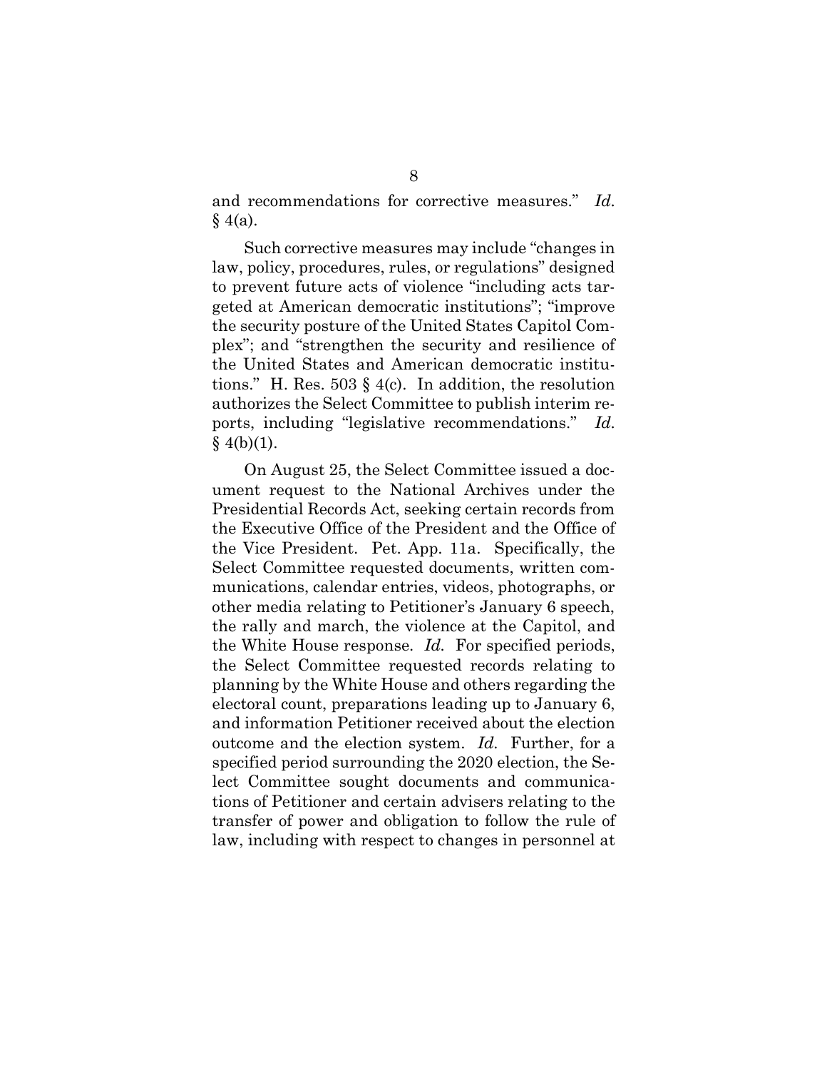and recommendations for corrective measures." *Id.* § 4(a).

Such corrective measures may include "changes in law, policy, procedures, rules, or regulations" designed to prevent future acts of violence "including acts targeted at American democratic institutions"; "improve the security posture of the United States Capitol Complex"; and "strengthen the security and resilience of the United States and American democratic institutions." H. Res. 503 § 4(c). In addition, the resolution authorizes the Select Committee to publish interim reports, including "legislative recommendations." *Id.* § 4(b)(1).

On August 25, the Select Committee issued a document request to the National Archives under the Presidential Records Act, seeking certain records from the Executive Office of the President and the Office of the Vice President. Pet. App. 11a. Specifically, the Select Committee requested documents, written communications, calendar entries, videos, photographs, or other media relating to Petitioner's January 6 speech, the rally and march, the violence at the Capitol, and the White House response. *Id.* For specified periods, the Select Committee requested records relating to planning by the White House and others regarding the electoral count, preparations leading up to January 6, and information Petitioner received about the election outcome and the election system. *Id.* Further, for a specified period surrounding the 2020 election, the Select Committee sought documents and communications of Petitioner and certain advisers relating to the transfer of power and obligation to follow the rule of law, including with respect to changes in personnel at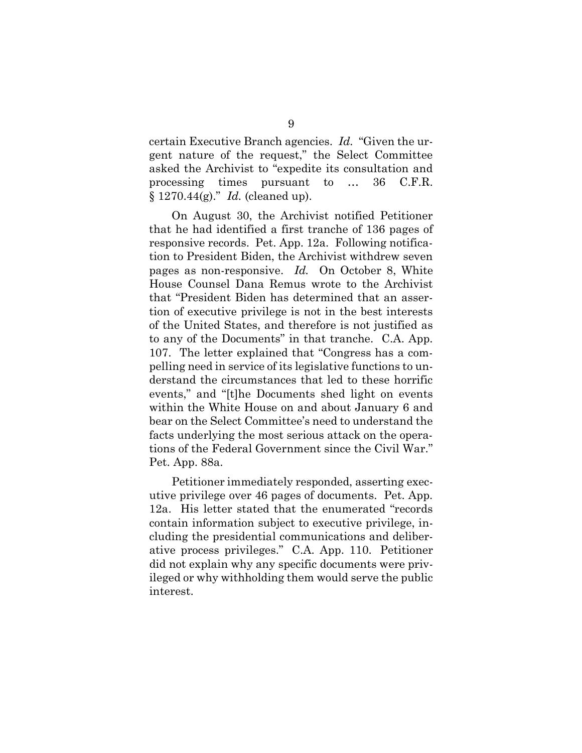certain Executive Branch agencies. *Id.* "Given the urgent nature of the request," the Select Committee asked the Archivist to "expedite its consultation and processing times pursuant to … 36 C.F.R. § 1270.44(g)." *Id.* (cleaned up).

On August 30, the Archivist notified Petitioner that he had identified a first tranche of 136 pages of responsive records. Pet. App. 12a. Following notification to President Biden, the Archivist withdrew seven pages as non-responsive. *Id.* On October 8, White House Counsel Dana Remus wrote to the Archivist that "President Biden has determined that an assertion of executive privilege is not in the best interests of the United States, and therefore is not justified as to any of the Documents" in that tranche. C.A. App. 107. The letter explained that "Congress has a compelling need in service of its legislative functions to understand the circumstances that led to these horrific events," and "[t]he Documents shed light on events within the White House on and about January 6 and bear on the Select Committee's need to understand the facts underlying the most serious attack on the operations of the Federal Government since the Civil War." Pet. App. 88a.

Petitioner immediately responded, asserting executive privilege over 46 pages of documents. Pet. App. 12a. His letter stated that the enumerated "records contain information subject to executive privilege, including the presidential communications and deliberative process privileges." C.A. App. 110. Petitioner did not explain why any specific documents were privileged or why withholding them would serve the public interest.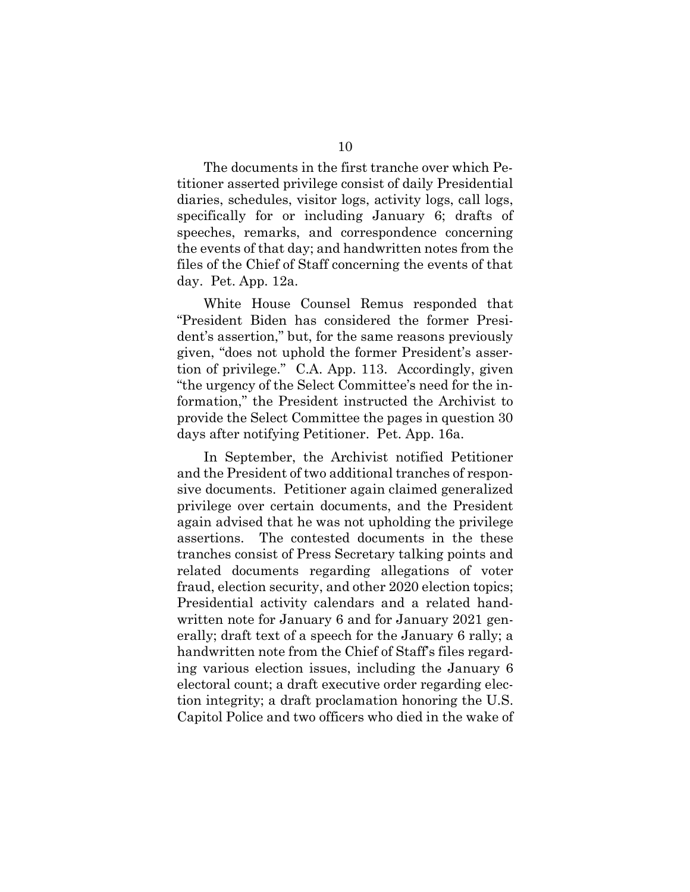The documents in the first tranche over which Petitioner asserted privilege consist of daily Presidential diaries, schedules, visitor logs, activity logs, call logs, specifically for or including January 6; drafts of speeches, remarks, and correspondence concerning the events of that day; and handwritten notes from the files of the Chief of Staff concerning the events of that day. Pet. App. 12a.

White House Counsel Remus responded that "President Biden has considered the former President's assertion," but, for the same reasons previously given, "does not uphold the former President's assertion of privilege." C.A. App. 113. Accordingly, given "the urgency of the Select Committee's need for the information," the President instructed the Archivist to provide the Select Committee the pages in question 30 days after notifying Petitioner. Pet. App. 16a.

In September, the Archivist notified Petitioner and the President of two additional tranches of responsive documents. Petitioner again claimed generalized privilege over certain documents, and the President again advised that he was not upholding the privilege assertions. The contested documents in the these tranches consist of Press Secretary talking points and related documents regarding allegations of voter fraud, election security, and other 2020 election topics; Presidential activity calendars and a related handwritten note for January 6 and for January 2021 generally; draft text of a speech for the January 6 rally; a handwritten note from the Chief of Staff's files regarding various election issues, including the January 6 electoral count; a draft executive order regarding election integrity; a draft proclamation honoring the U.S. Capitol Police and two officers who died in the wake of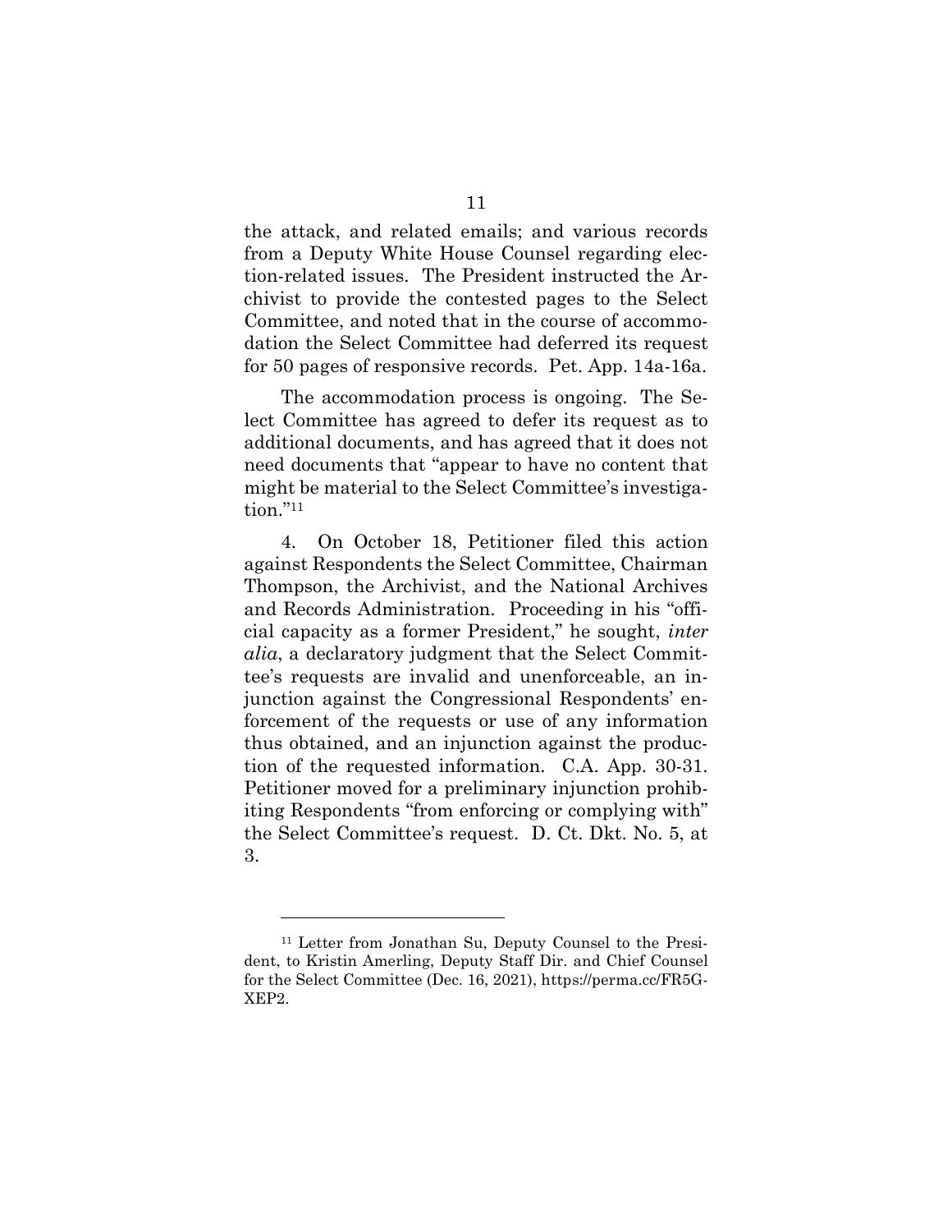the attack, and related emails; and various records from a Deputy White House Counsel regarding election-related issues. The President instructed the Archivist to provide the contested pages to the Select Committee, and noted that in the course of accommodation the Select Committee had deferred its request for 50 pages of responsive records. Pet. App. 14a-16a.

The accommodation process is ongoing. The Select Committee has agreed to defer its request as to additional documents, and has agreed that it does not need documents that "appear to have no content that might be material to the Select Committee's investigation."[11]

4. On October 18, Petitioner filed this action against Respondents the Select Committee, Chairman Thompson, the Archivist, and the National Archives and Records Administration. Proceeding in his "official capacity as a former President," he sought, *inter alia*, a declaratory judgment that the Select Committee's requests are invalid and unenforceable, an injunction against the Congressional Respondents' enforcement of the requests or use of any information thus obtained, and an injunction against the production of the requested information. C.A. App. 30-31. Petitioner moved for a preliminary injunction prohibiting Respondents "from enforcing or complying with" the Select Committee's request. D. Ct. Dkt. No. 5, at 3.

---

[11] Letter from Jonathan Su, Deputy Counsel to the President, to Kristin Amerling, Deputy Staff Dir. and Chief Counsel for the Select Committee (Dec. 16, 2021), https://perma.cc/FR5G-XEP2.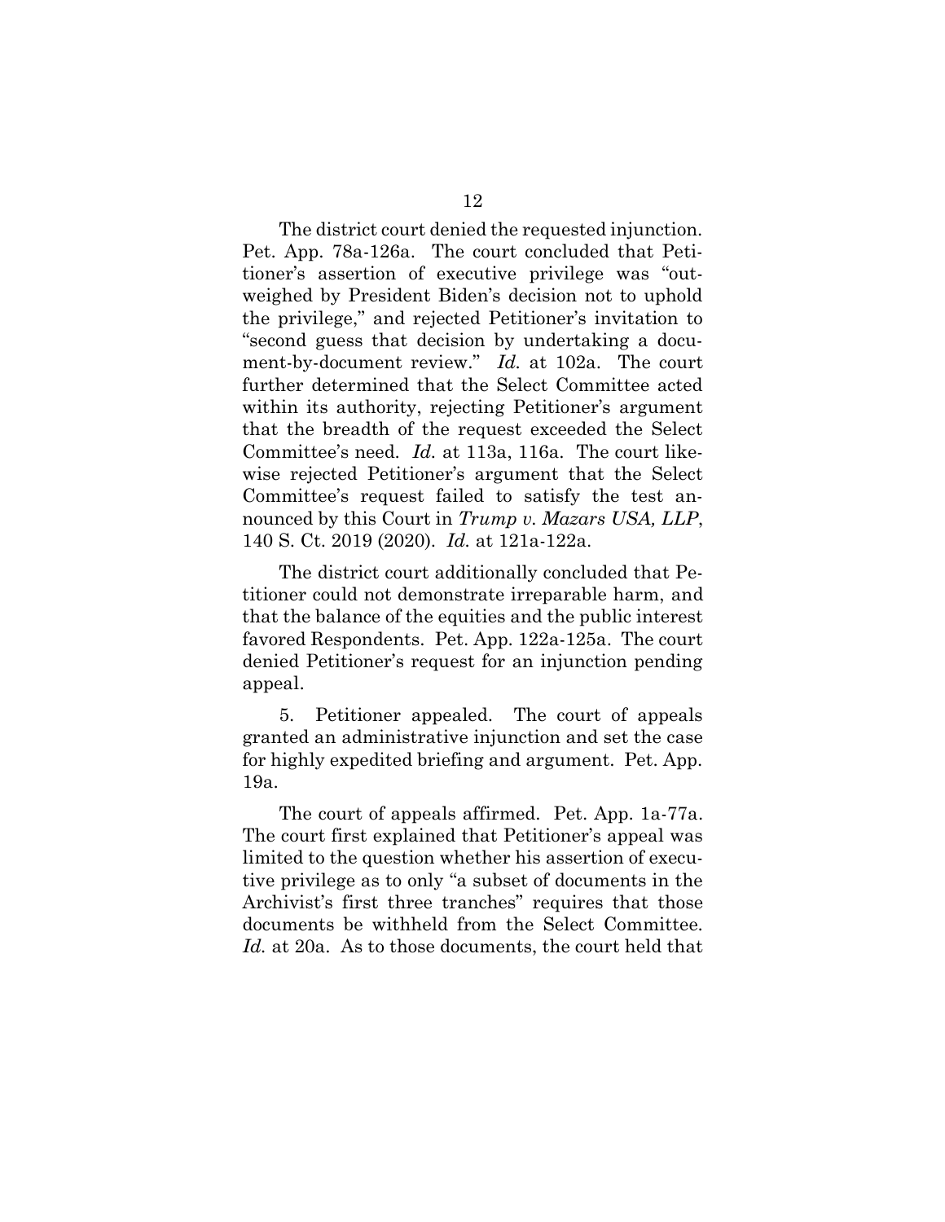The district court denied the requested injunction. Pet. App. 78a-126a. The court concluded that Petitioner's assertion of executive privilege was "outweighed by President Biden's decision not to uphold the privilege," and rejected Petitioner's invitation to "second guess that decision by undertaking a document-by-document review." *Id.* at 102a. The court further determined that the Select Committee acted within its authority, rejecting Petitioner's argument that the breadth of the request exceeded the Select Committee's need. *Id.* at 113a, 116a. The court likewise rejected Petitioner's argument that the Select Committee's request failed to satisfy the test announced by this Court in *Trump v. Mazars USA, LLP*, 140 S. Ct. 2019 (2020). *Id.* at 121a-122a.

The district court additionally concluded that Petitioner could not demonstrate irreparable harm, and that the balance of the equities and the public interest favored Respondents. Pet. App. 122a-125a. The court denied Petitioner's request for an injunction pending appeal.

5. Petitioner appealed. The court of appeals granted an administrative injunction and set the case for highly expedited briefing and argument. Pet. App. 19a.

The court of appeals affirmed. Pet. App. 1a-77a. The court first explained that Petitioner's appeal was limited to the question whether his assertion of executive privilege as to only "a subset of documents in the Archivist's first three tranches" requires that those documents be withheld from the Select Committee. *Id.* at 20a. As to those documents, the court held that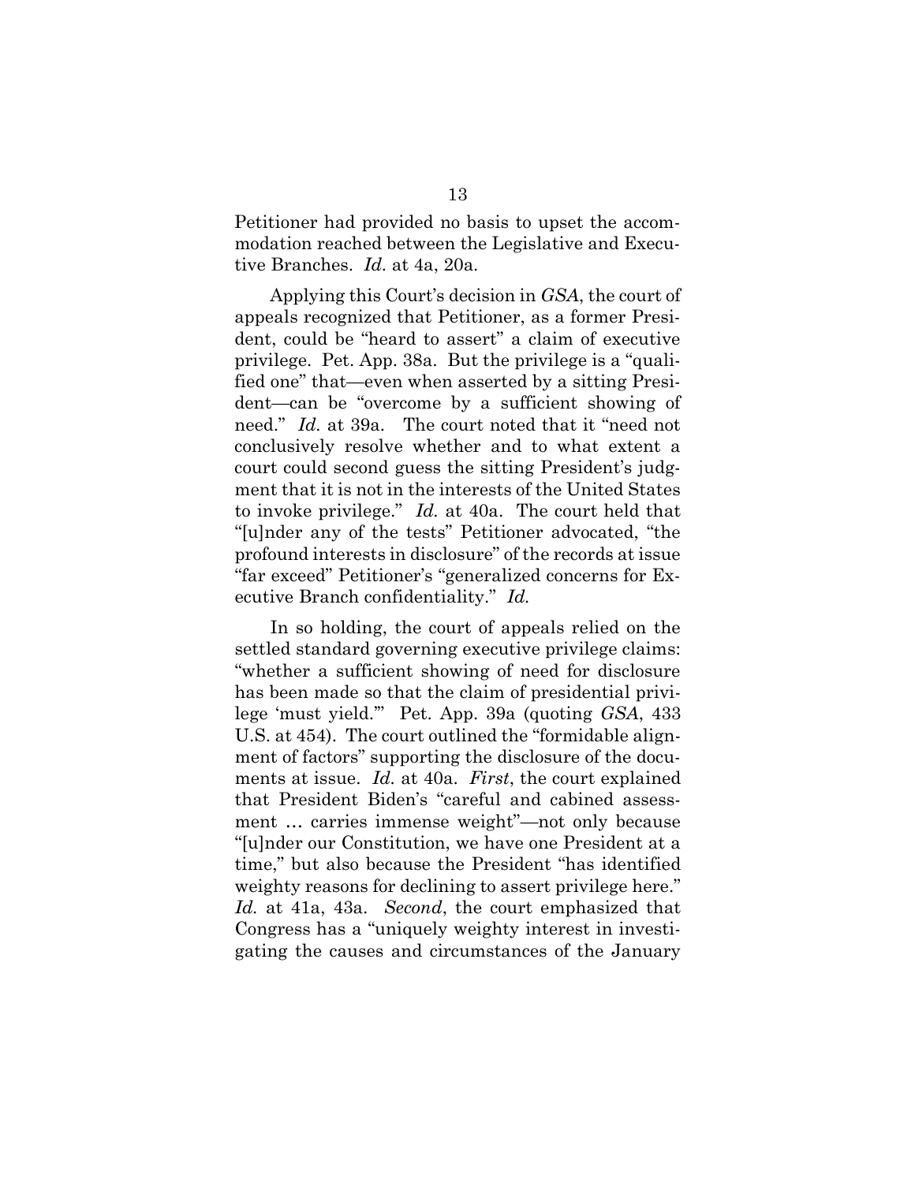Petitioner had provided no basis to upset the accommodation reached between the Legislative and Executive Branches. *Id.* at 4a, 20a.

Applying this Court's decision in *GSA*, the court of appeals recognized that Petitioner, as a former President, could be "heard to assert" a claim of executive privilege. Pet. App. 38a. But the privilege is a "qualified one" that—even when asserted by a sitting President—can be "overcome by a sufficient showing of need." *Id.* at 39a. The court noted that it "need not conclusively resolve whether and to what extent a court could second guess the sitting President's judgment that it is not in the interests of the United States to invoke privilege." *Id.* at 40a. The court held that "[u]nder any of the tests" Petitioner advocated, "the profound interests in disclosure" of the records at issue "far exceed" Petitioner's "generalized concerns for Executive Branch confidentiality." *Id.*

In so holding, the court of appeals relied on the settled standard governing executive privilege claims: "whether a sufficient showing of need for disclosure has been made so that the claim of presidential privilege 'must yield.'" Pet. App. 39a (quoting *GSA*, 433 U.S. at 454). The court outlined the "formidable alignment of factors" supporting the disclosure of the documents at issue. *Id.* at 40a. *First*, the court explained that President Biden's "careful and cabined assessment … carries immense weight"—not only because "[u]nder our Constitution, we have one President at a time," but also because the President "has identified weighty reasons for declining to assert privilege here." *Id.* at 41a, 43a. *Second*, the court emphasized that Congress has a "uniquely weighty interest in investigating the causes and circumstances of the January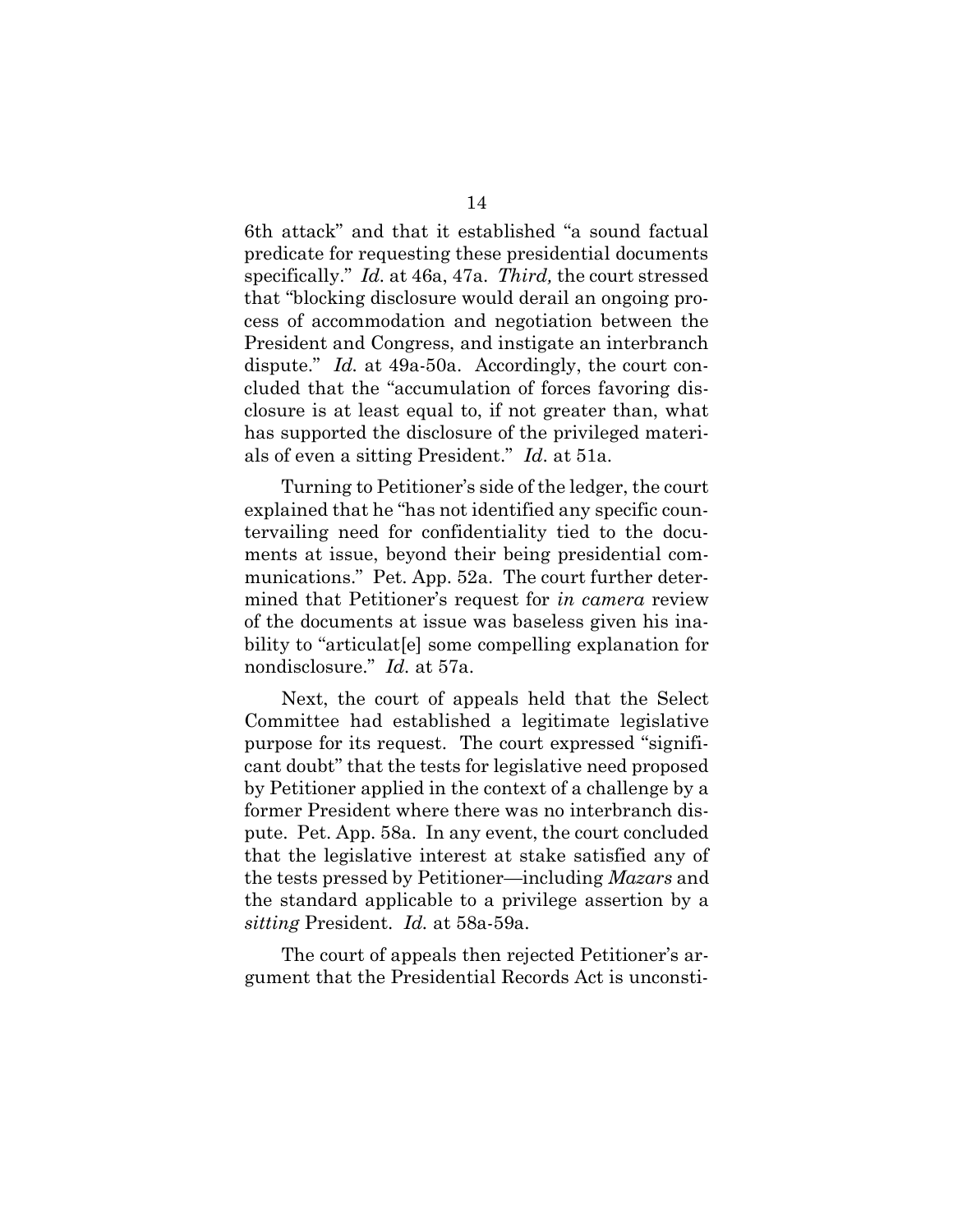6th attack" and that it established "a sound factual predicate for requesting these presidential documents specifically." *Id.* at 46a, 47a. *Third,* the court stressed that "blocking disclosure would derail an ongoing process of accommodation and negotiation between the President and Congress, and instigate an interbranch dispute." *Id.* at 49a-50a. Accordingly, the court concluded that the "accumulation of forces favoring disclosure is at least equal to, if not greater than, what has supported the disclosure of the privileged materials of even a sitting President." *Id.* at 51a.

Turning to Petitioner's side of the ledger, the court explained that he "has not identified any specific countervailing need for confidentiality tied to the documents at issue, beyond their being presidential communications." Pet. App. 52a. The court further determined that Petitioner's request for *in camera* review of the documents at issue was baseless given his inability to "articulat[e] some compelling explanation for nondisclosure." *Id.* at 57a.

Next, the court of appeals held that the Select Committee had established a legitimate legislative purpose for its request. The court expressed "significant doubt" that the tests for legislative need proposed by Petitioner applied in the context of a challenge by a former President where there was no interbranch dispute. Pet. App. 58a. In any event, the court concluded that the legislative interest at stake satisfied any of the tests pressed by Petitioner—including *Mazars* and the standard applicable to a privilege assertion by a *sitting* President. *Id.* at 58a-59a.

The court of appeals then rejected Petitioner's argument that the Presidential Records Act is unconsti-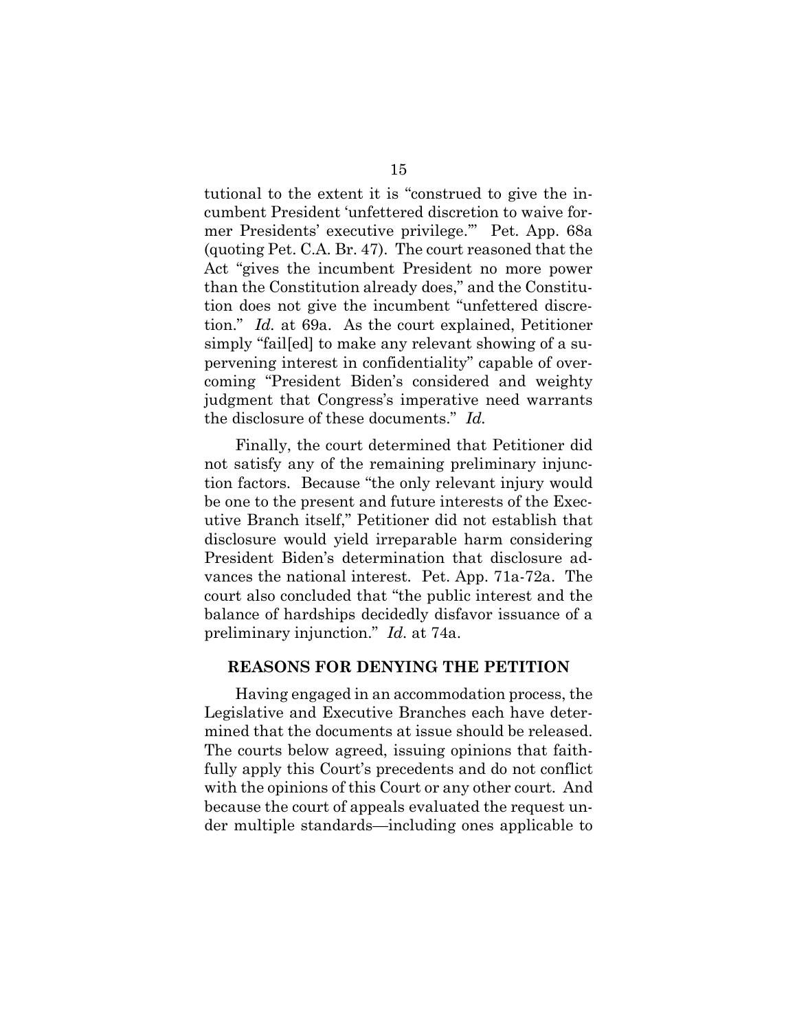tutional to the extent it is "construed to give the incumbent President 'unfettered discretion to waive former Presidents' executive privilege.'" Pet. App. 68a (quoting Pet. C.A. Br. 47). The court reasoned that the Act "gives the incumbent President no more power than the Constitution already does," and the Constitution does not give the incumbent "unfettered discretion." *Id.* at 69a. As the court explained, Petitioner simply "fail[ed] to make any relevant showing of a supervening interest in confidentiality" capable of overcoming "President Biden's considered and weighty judgment that Congress's imperative need warrants the disclosure of these documents." *Id.*

Finally, the court determined that Petitioner did not satisfy any of the remaining preliminary injunction factors. Because "the only relevant injury would be one to the present and future interests of the Executive Branch itself," Petitioner did not establish that disclosure would yield irreparable harm considering President Biden's determination that disclosure advances the national interest. Pet. App. 71a-72a. The court also concluded that "the public interest and the balance of hardships decidedly disfavor issuance of a preliminary injunction." *Id.* at 74a.

## REASONS FOR DENYING THE PETITION

Having engaged in an accommodation process, the Legislative and Executive Branches each have determined that the documents at issue should be released. The courts below agreed, issuing opinions that faithfully apply this Court's precedents and do not conflict with the opinions of this Court or any other court. And because the court of appeals evaluated the request under multiple standards—including ones applicable to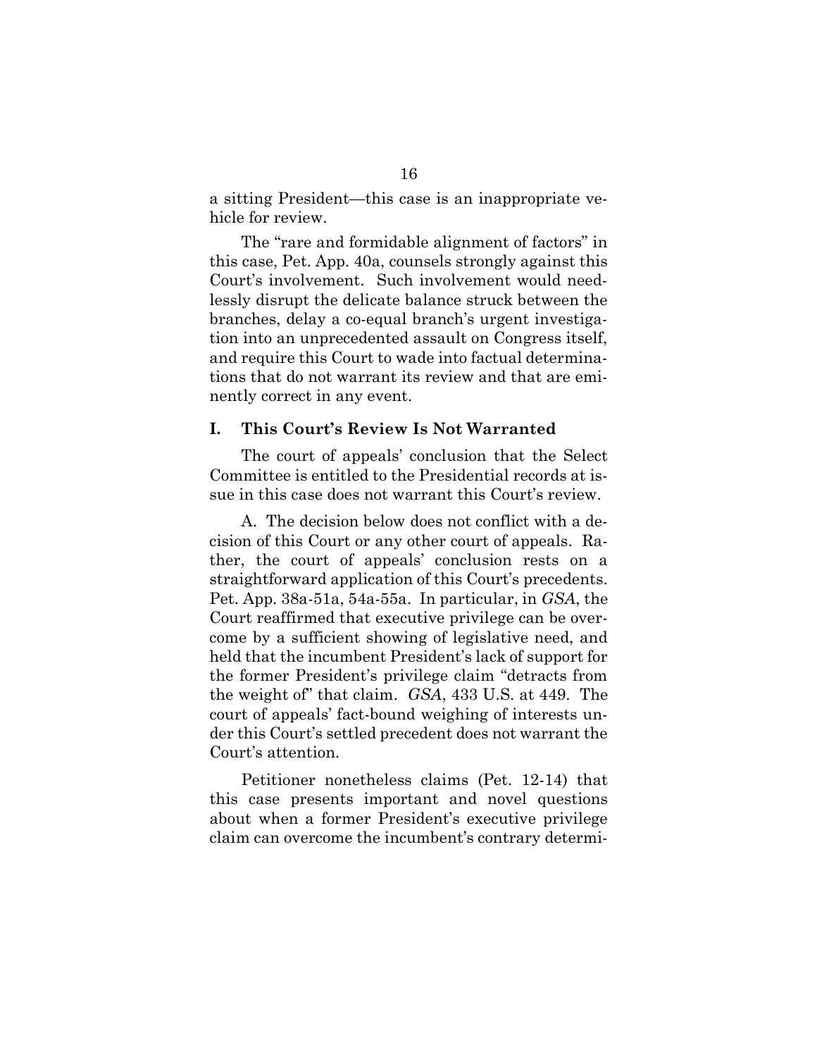a sitting President—this case is an inappropriate vehicle for review.

The "rare and formidable alignment of factors" in this case, Pet. App. 40a, counsels strongly against this Court's involvement. Such involvement would needlessly disrupt the delicate balance struck between the branches, delay a co-equal branch's urgent investigation into an unprecedented assault on Congress itself, and require this Court to wade into factual determinations that do not warrant its review and that are eminently correct in any event.

## I. This Court's Review Is Not Warranted

The court of appeals' conclusion that the Select Committee is entitled to the Presidential records at issue in this case does not warrant this Court's review.

A. The decision below does not conflict with a decision of this Court or any other court of appeals. Rather, the court of appeals' conclusion rests on a straightforward application of this Court's precedents. Pet. App. 38a-51a, 54a-55a. In particular, in *GSA*, the Court reaffirmed that executive privilege can be overcome by a sufficient showing of legislative need, and held that the incumbent President's lack of support for the former President's privilege claim "detracts from the weight of" that claim. *GSA*, 433 U.S. at 449. The court of appeals' fact-bound weighing of interests under this Court's settled precedent does not warrant the Court's attention.

Petitioner nonetheless claims (Pet. 12-14) that this case presents important and novel questions about when a former President's executive privilege claim can overcome the incumbent's contrary determi-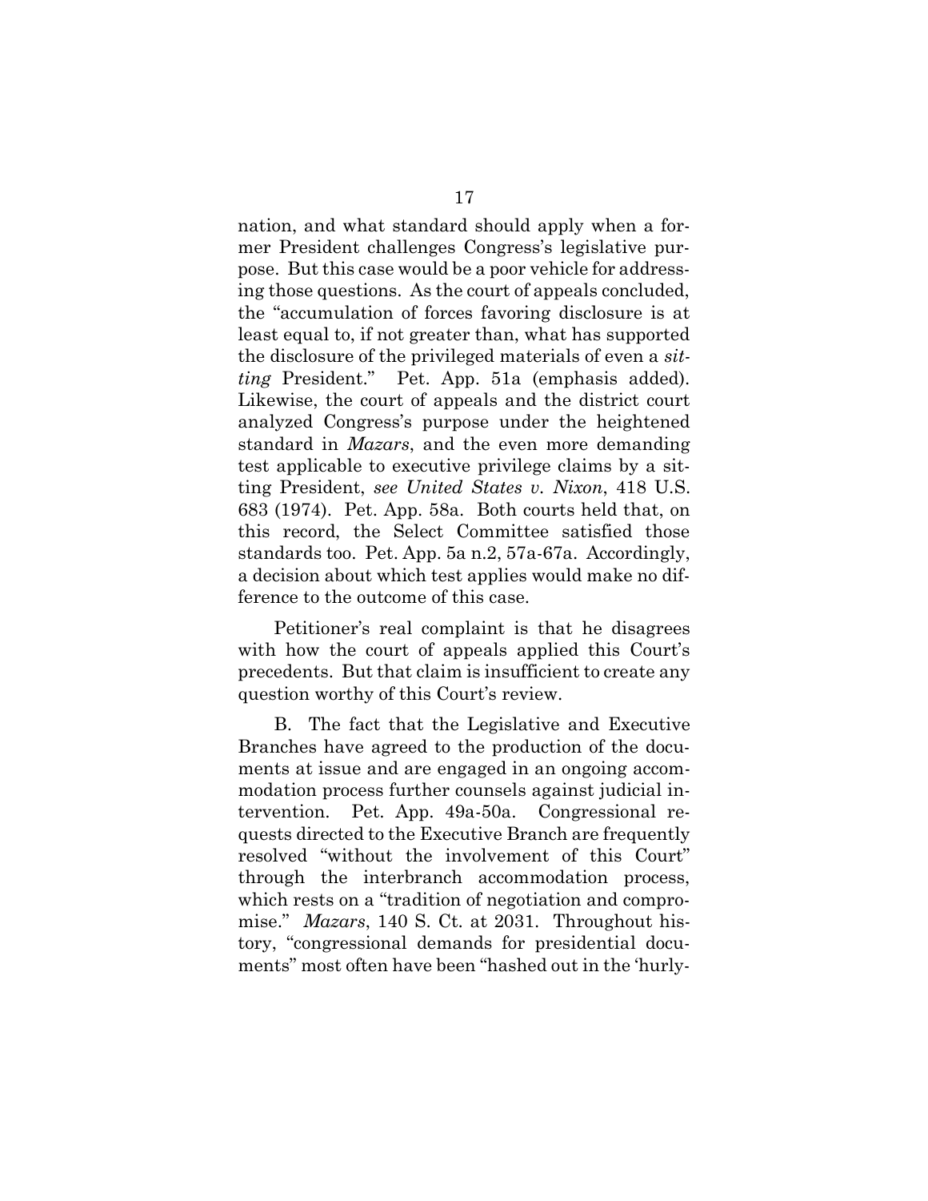nation, and what standard should apply when a former President challenges Congress's legislative purpose. But this case would be a poor vehicle for addressing those questions. As the court of appeals concluded, the "accumulation of forces favoring disclosure is at least equal to, if not greater than, what has supported the disclosure of the privileged materials of even a *sitting* President." Pet. App. 51a (emphasis added). Likewise, the court of appeals and the district court analyzed Congress's purpose under the heightened standard in *Mazars*, and the even more demanding test applicable to executive privilege claims by a sitting President, *see United States v. Nixon*, 418 U.S. 683 (1974). Pet. App. 58a. Both courts held that, on this record, the Select Committee satisfied those standards too. Pet. App. 5a n.2, 57a-67a. Accordingly, a decision about which test applies would make no difference to the outcome of this case.

Petitioner's real complaint is that he disagrees with how the court of appeals applied this Court's precedents. But that claim is insufficient to create any question worthy of this Court's review.

B. The fact that the Legislative and Executive Branches have agreed to the production of the documents at issue and are engaged in an ongoing accommodation process further counsels against judicial intervention. Pet. App. 49a-50a. Congressional requests directed to the Executive Branch are frequently resolved "without the involvement of this Court" through the interbranch accommodation process, which rests on a "tradition of negotiation and compromise." *Mazars*, 140 S. Ct. at 2031. Throughout history, "congressional demands for presidential documents" most often have been "hashed out in the 'hurly-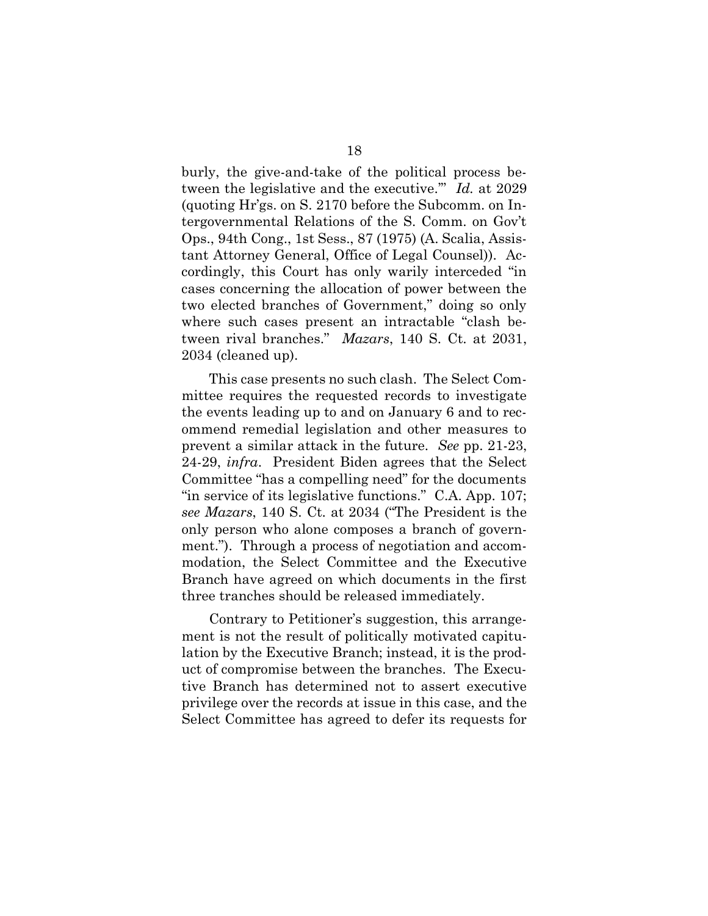burly, the give-and-take of the political process between the legislative and the executive.'" *Id.* at 2029 (quoting Hr'gs. on S. 2170 before the Subcomm. on Intergovernmental Relations of the S. Comm. on Gov't Ops., 94th Cong., 1st Sess., 87 (1975) (A. Scalia, Assistant Attorney General, Office of Legal Counsel)). Accordingly, this Court has only warily interceded "in cases concerning the allocation of power between the two elected branches of Government," doing so only where such cases present an intractable "clash between rival branches." *Mazars*, 140 S. Ct. at 2031, 2034 (cleaned up).

This case presents no such clash. The Select Committee requires the requested records to investigate the events leading up to and on January 6 and to recommend remedial legislation and other measures to prevent a similar attack in the future. *See* pp. 21-23, 24-29, *infra*. President Biden agrees that the Select Committee "has a compelling need" for the documents "in service of its legislative functions." C.A. App. 107; *see Mazars*, 140 S. Ct. at 2034 ("The President is the only person who alone composes a branch of government."). Through a process of negotiation and accommodation, the Select Committee and the Executive Branch have agreed on which documents in the first three tranches should be released immediately.

Contrary to Petitioner's suggestion, this arrangement is not the result of politically motivated capitulation by the Executive Branch; instead, it is the product of compromise between the branches. The Executive Branch has determined not to assert executive privilege over the records at issue in this case, and the Select Committee has agreed to defer its requests for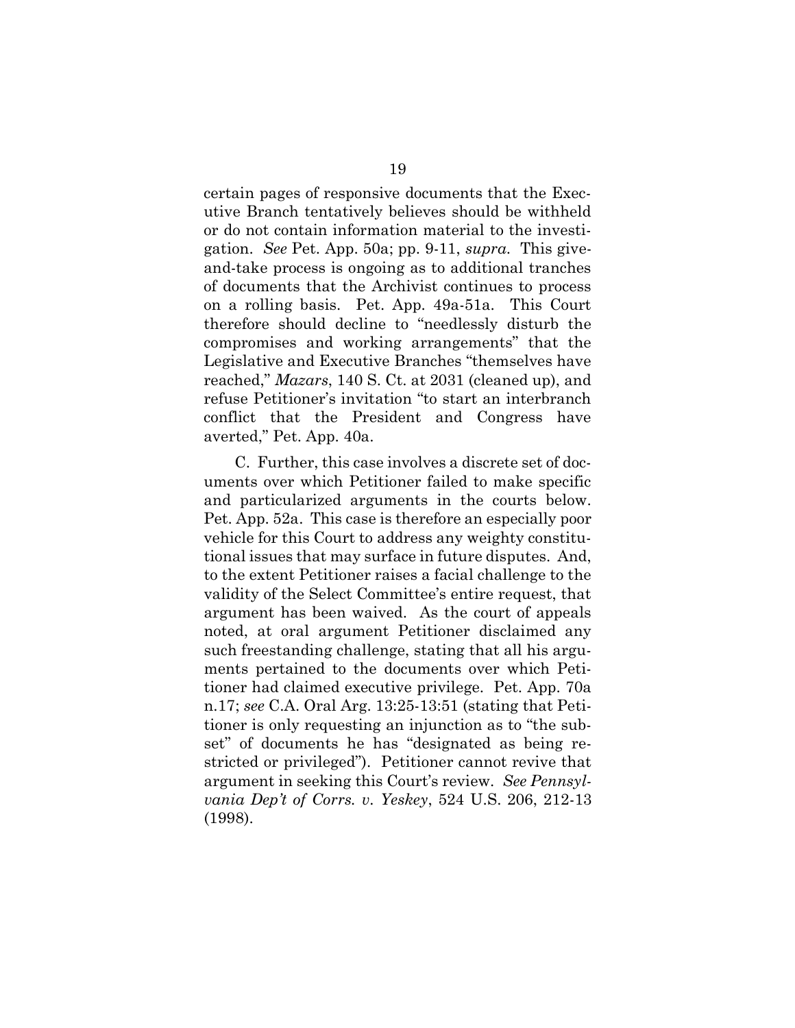certain pages of responsive documents that the Executive Branch tentatively believes should be withheld or do not contain information material to the investigation. *See* Pet. App. 50a; pp. 9-11, *supra*. This give-and-take process is ongoing as to additional tranches of documents that the Archivist continues to process on a rolling basis. Pet. App. 49a-51a. This Court therefore should decline to "needlessly disturb the compromises and working arrangements" that the Legislative and Executive Branches "themselves have reached," *Mazars*, 140 S. Ct. at 2031 (cleaned up), and refuse Petitioner's invitation "to start an interbranch conflict that the President and Congress have averted," Pet. App. 40a.

C. Further, this case involves a discrete set of documents over which Petitioner failed to make specific and particularized arguments in the courts below. Pet. App. 52a. This case is therefore an especially poor vehicle for this Court to address any weighty constitutional issues that may surface in future disputes. And, to the extent Petitioner raises a facial challenge to the validity of the Select Committee's entire request, that argument has been waived. As the court of appeals noted, at oral argument Petitioner disclaimed any such freestanding challenge, stating that all his arguments pertained to the documents over which Petitioner had claimed executive privilege. Pet. App. 70a n.17; *see* C.A. Oral Arg. 13:25-13:51 (stating that Petitioner is only requesting an injunction as to "the subset" of documents he has "designated as being restricted or privileged"). Petitioner cannot revive that argument in seeking this Court's review. *See Pennsylvania Dep't of Corrs. v. Yeskey*, 524 U.S. 206, 212-13 (1998).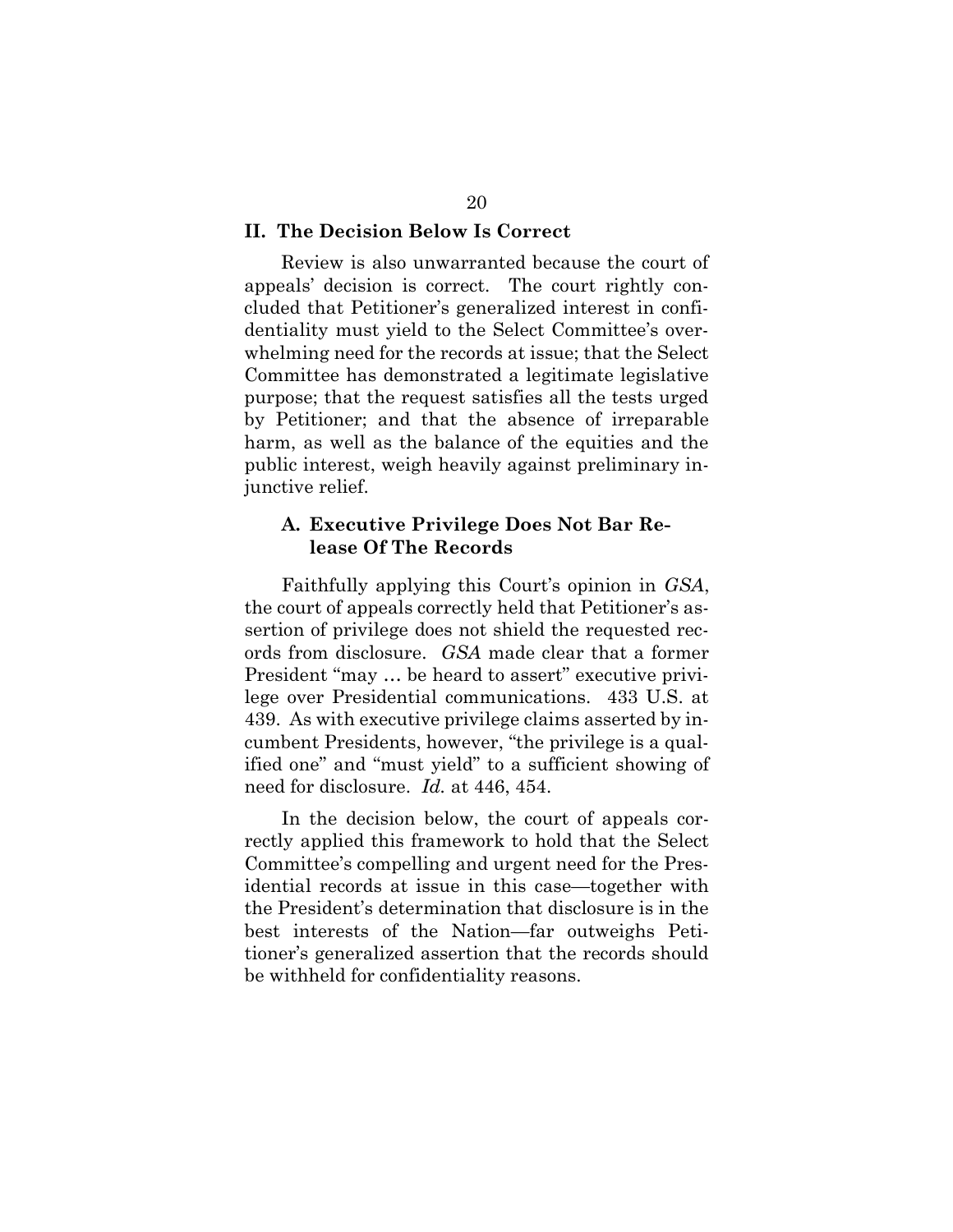## II. The Decision Below Is Correct

Review is also unwarranted because the court of appeals' decision is correct. The court rightly concluded that Petitioner's generalized interest in confidentiality must yield to the Select Committee's overwhelming need for the records at issue; that the Select Committee has demonstrated a legitimate legislative purpose; that the request satisfies all the tests urged by Petitioner; and that the absence of irreparable harm, as well as the balance of the equities and the public interest, weigh heavily against preliminary injunctive relief.

### A. Executive Privilege Does Not Bar Release Of The Records

Faithfully applying this Court's opinion in *GSA*, the court of appeals correctly held that Petitioner's assertion of privilege does not shield the requested records from disclosure. *GSA* made clear that a former President "may … be heard to assert" executive privilege over Presidential communications. 433 U.S. at 439. As with executive privilege claims asserted by incumbent Presidents, however, "the privilege is a qualified one" and "must yield" to a sufficient showing of need for disclosure. *Id.* at 446, 454.

In the decision below, the court of appeals correctly applied this framework to hold that the Select Committee's compelling and urgent need for the Presidential records at issue in this case—together with the President's determination that disclosure is in the best interests of the Nation—far outweighs Petitioner's generalized assertion that the records should be withheld for confidentiality reasons.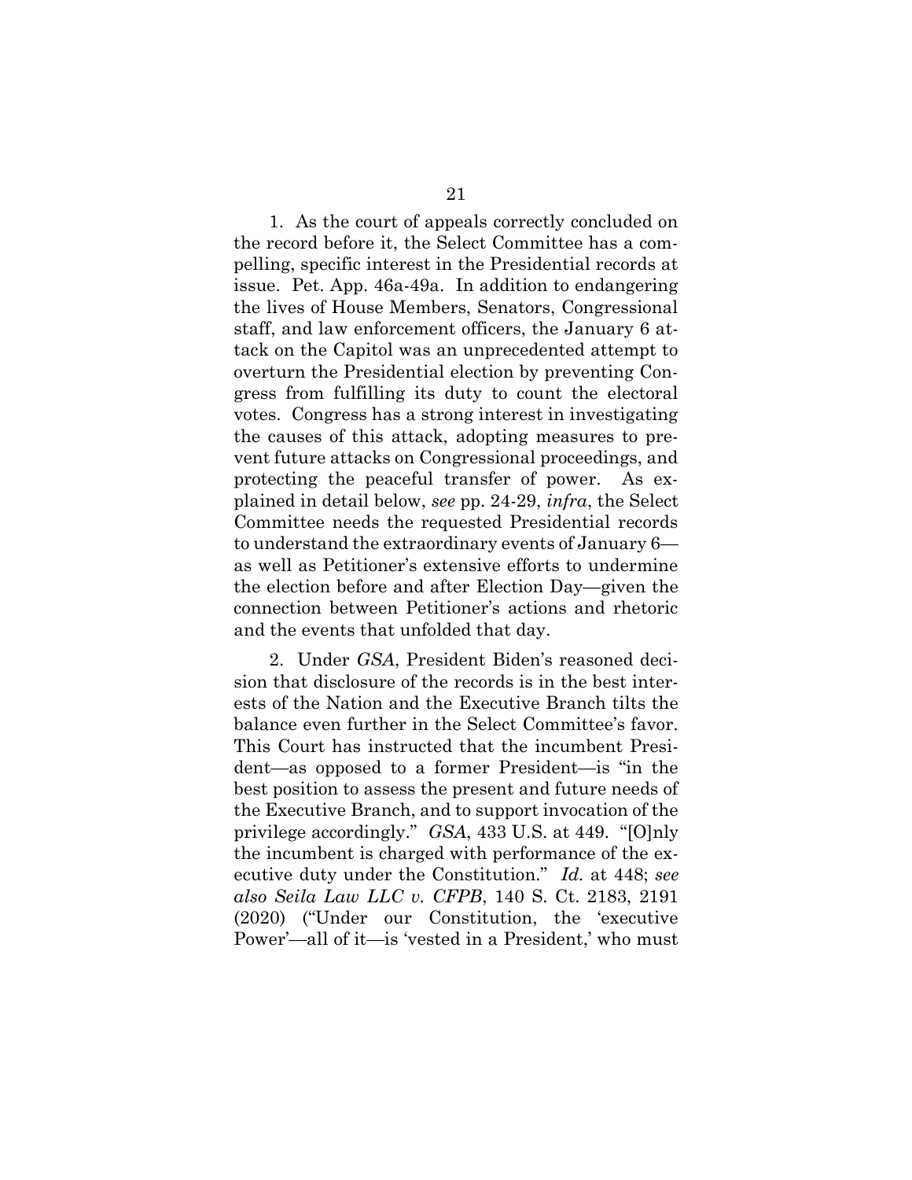1. As the court of appeals correctly concluded on the record before it, the Select Committee has a compelling, specific interest in the Presidential records at issue. Pet. App. 46a-49a. In addition to endangering the lives of House Members, Senators, Congressional staff, and law enforcement officers, the January 6 attack on the Capitol was an unprecedented attempt to overturn the Presidential election by preventing Congress from fulfilling its duty to count the electoral votes. Congress has a strong interest in investigating the causes of this attack, adopting measures to prevent future attacks on Congressional proceedings, and protecting the peaceful transfer of power. As explained in detail below, *see* pp. 24-29, *infra*, the Select Committee needs the requested Presidential records to understand the extraordinary events of January 6—as well as Petitioner's extensive efforts to undermine the election before and after Election Day—given the connection between Petitioner's actions and rhetoric and the events that unfolded that day.

2. Under *GSA*, President Biden's reasoned decision that disclosure of the records is in the best interests of the Nation and the Executive Branch tilts the balance even further in the Select Committee's favor. This Court has instructed that the incumbent President—as opposed to a former President—is "in the best position to assess the present and future needs of the Executive Branch, and to support invocation of the privilege accordingly." *GSA*, 433 U.S. at 449. "[O]nly the incumbent is charged with performance of the executive duty under the Constitution." *Id.* at 448; *see also Seila Law LLC v. CFPB*, 140 S. Ct. 2183, 2191 (2020) ("Under our Constitution, the 'executive Power'—all of it—is 'vested in a President,' who must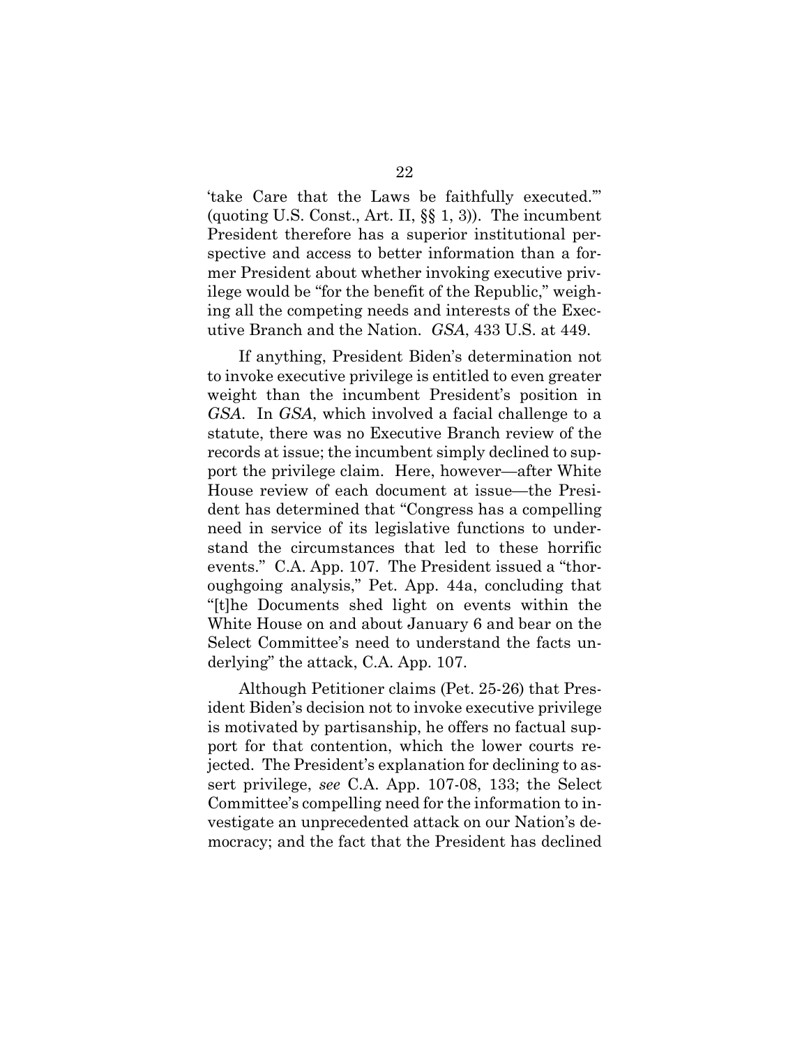'take Care that the Laws be faithfully executed.'" (quoting U.S. Const., Art. II, §§ 1, 3)). The incumbent President therefore has a superior institutional perspective and access to better information than a former President about whether invoking executive privilege would be "for the benefit of the Republic," weighing all the competing needs and interests of the Executive Branch and the Nation. *GSA*, 433 U.S. at 449.

If anything, President Biden's determination not to invoke executive privilege is entitled to even greater weight than the incumbent President's position in *GSA*. In *GSA*, which involved a facial challenge to a statute, there was no Executive Branch review of the records at issue; the incumbent simply declined to support the privilege claim. Here, however—after White House review of each document at issue—the President has determined that "Congress has a compelling need in service of its legislative functions to understand the circumstances that led to these horrific events." C.A. App. 107. The President issued a "thoroughgoing analysis," Pet. App. 44a, concluding that "[t]he Documents shed light on events within the White House on and about January 6 and bear on the Select Committee's need to understand the facts underlying" the attack, C.A. App. 107.

Although Petitioner claims (Pet. 25-26) that President Biden's decision not to invoke executive privilege is motivated by partisanship, he offers no factual support for that contention, which the lower courts rejected. The President's explanation for declining to assert privilege, *see* C.A. App. 107-08, 133; the Select Committee's compelling need for the information to investigate an unprecedented attack on our Nation's democracy; and the fact that the President has declined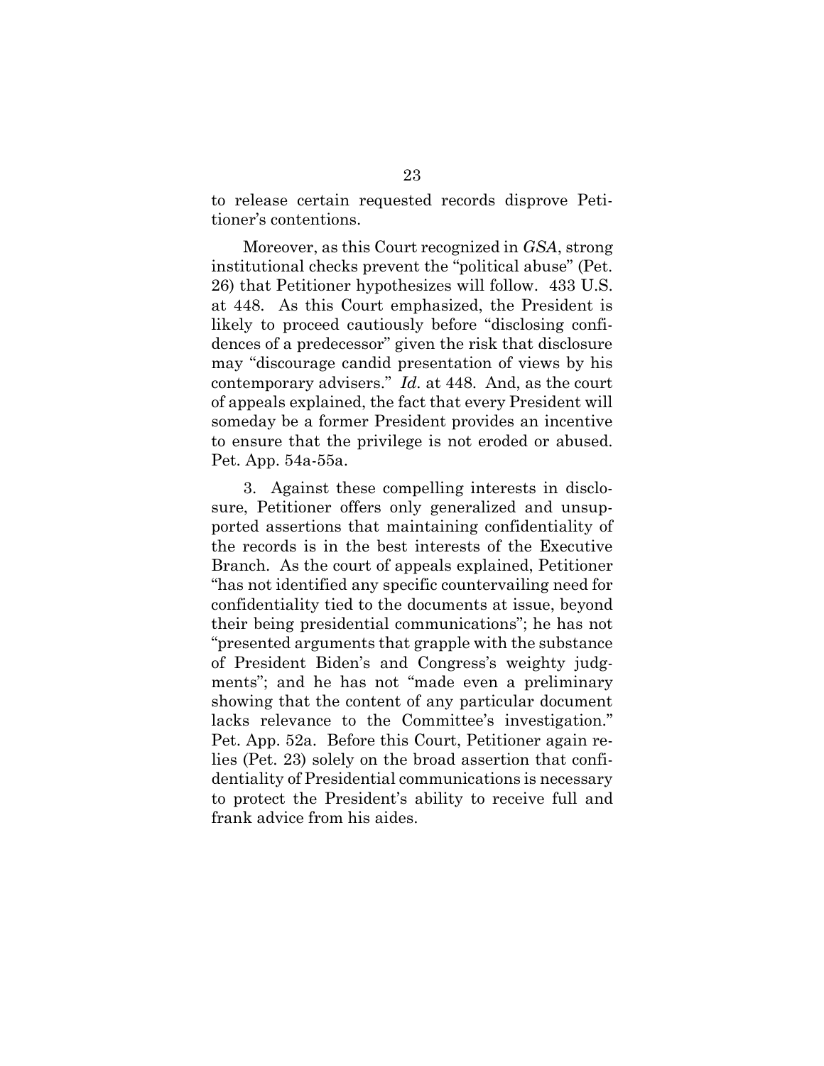to release certain requested records disprove Petitioner's contentions.

Moreover, as this Court recognized in *GSA*, strong institutional checks prevent the "political abuse" (Pet. 26) that Petitioner hypothesizes will follow. 433 U.S. at 448. As this Court emphasized, the President is likely to proceed cautiously before "disclosing confidences of a predecessor" given the risk that disclosure may "discourage candid presentation of views by his contemporary advisers." *Id.* at 448. And, as the court of appeals explained, the fact that every President will someday be a former President provides an incentive to ensure that the privilege is not eroded or abused. Pet. App. 54a-55a.

3. Against these compelling interests in disclosure, Petitioner offers only generalized and unsupported assertions that maintaining confidentiality of the records is in the best interests of the Executive Branch. As the court of appeals explained, Petitioner "has not identified any specific countervailing need for confidentiality tied to the documents at issue, beyond their being presidential communications"; he has not "presented arguments that grapple with the substance of President Biden's and Congress's weighty judgments"; and he has not "made even a preliminary showing that the content of any particular document lacks relevance to the Committee's investigation." Pet. App. 52a. Before this Court, Petitioner again relies (Pet. 23) solely on the broad assertion that confidentiality of Presidential communications is necessary to protect the President's ability to receive full and frank advice from his aides.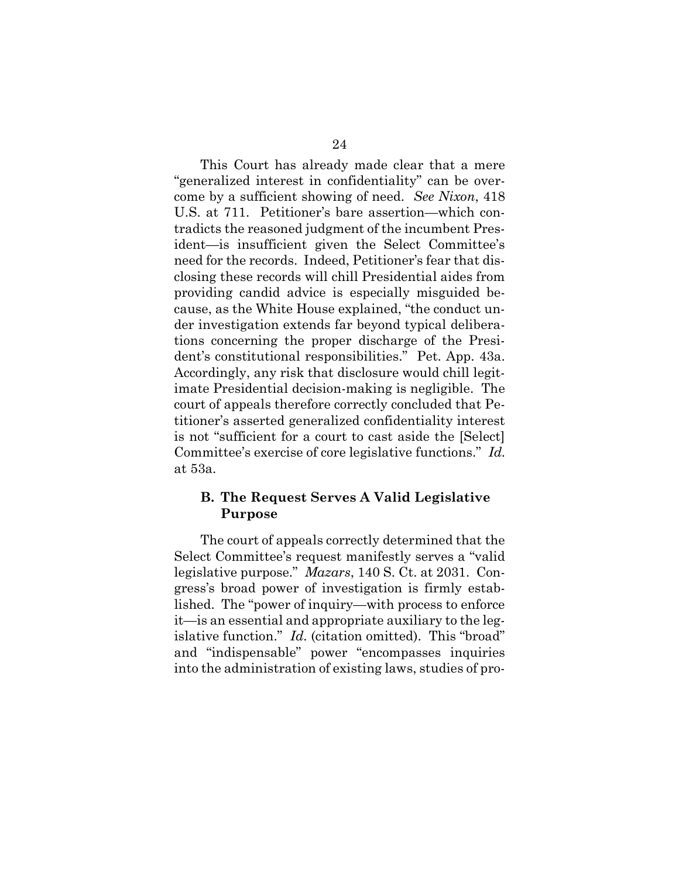This Court has already made clear that a mere "generalized interest in confidentiality" can be overcome by a sufficient showing of need. *See Nixon*, 418 U.S. at 711. Petitioner's bare assertion—which contradicts the reasoned judgment of the incumbent President—is insufficient given the Select Committee's need for the records. Indeed, Petitioner's fear that disclosing these records will chill Presidential aides from providing candid advice is especially misguided because, as the White House explained, "the conduct under investigation extends far beyond typical deliberations concerning the proper discharge of the President's constitutional responsibilities." Pet. App. 43a. Accordingly, any risk that disclosure would chill legitimate Presidential decision-making is negligible. The court of appeals therefore correctly concluded that Petitioner's asserted generalized confidentiality interest is not "sufficient for a court to cast aside the [Select] Committee's exercise of core legislative functions." *Id.* at 53a.

### B. The Request Serves A Valid Legislative Purpose

The court of appeals correctly determined that the Select Committee's request manifestly serves a "valid legislative purpose." *Mazars*, 140 S. Ct. at 2031. Congress's broad power of investigation is firmly established. The "power of inquiry—with process to enforce it—is an essential and appropriate auxiliary to the legislative function." *Id.* (citation omitted). This "broad" and "indispensable" power "encompasses inquiries into the administration of existing laws, studies of pro-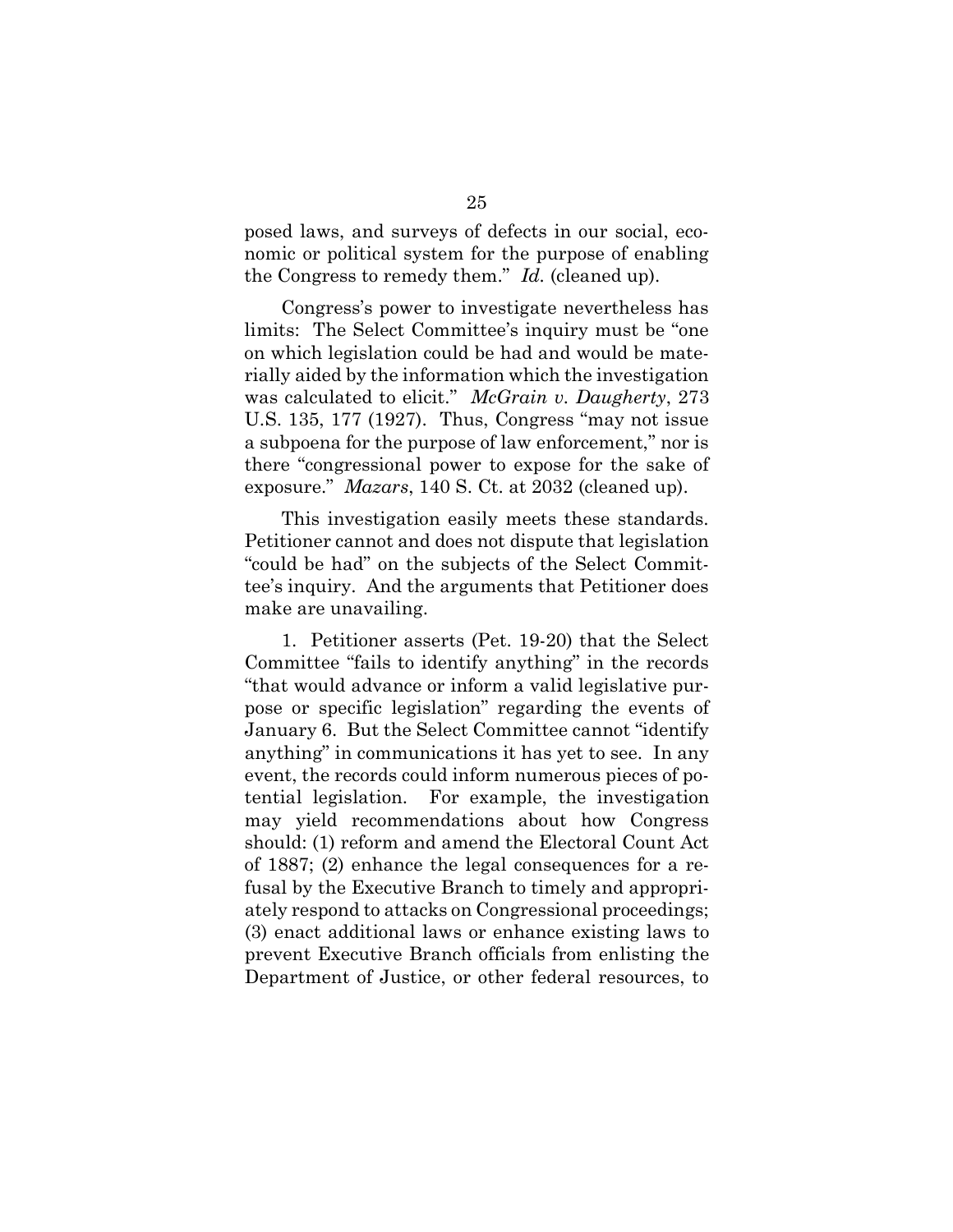posed laws, and surveys of defects in our social, economic or political system for the purpose of enabling the Congress to remedy them." *Id.* (cleaned up).

Congress's power to investigate nevertheless has limits: The Select Committee's inquiry must be "one on which legislation could be had and would be materially aided by the information which the investigation was calculated to elicit." *McGrain v. Daugherty*, 273 U.S. 135, 177 (1927). Thus, Congress "may not issue a subpoena for the purpose of law enforcement," nor is there "congressional power to expose for the sake of exposure." *Mazars*, 140 S. Ct. at 2032 (cleaned up).

This investigation easily meets these standards. Petitioner cannot and does not dispute that legislation "could be had" on the subjects of the Select Committee's inquiry. And the arguments that Petitioner does make are unavailing.

1. Petitioner asserts (Pet. 19-20) that the Select Committee "fails to identify anything" in the records "that would advance or inform a valid legislative purpose or specific legislation" regarding the events of January 6. But the Select Committee cannot "identify anything" in communications it has yet to see. In any event, the records could inform numerous pieces of potential legislation. For example, the investigation may yield recommendations about how Congress should: (1) reform and amend the Electoral Count Act of 1887; (2) enhance the legal consequences for a refusal by the Executive Branch to timely and appropriately respond to attacks on Congressional proceedings; (3) enact additional laws or enhance existing laws to prevent Executive Branch officials from enlisting the Department of Justice, or other federal resources, to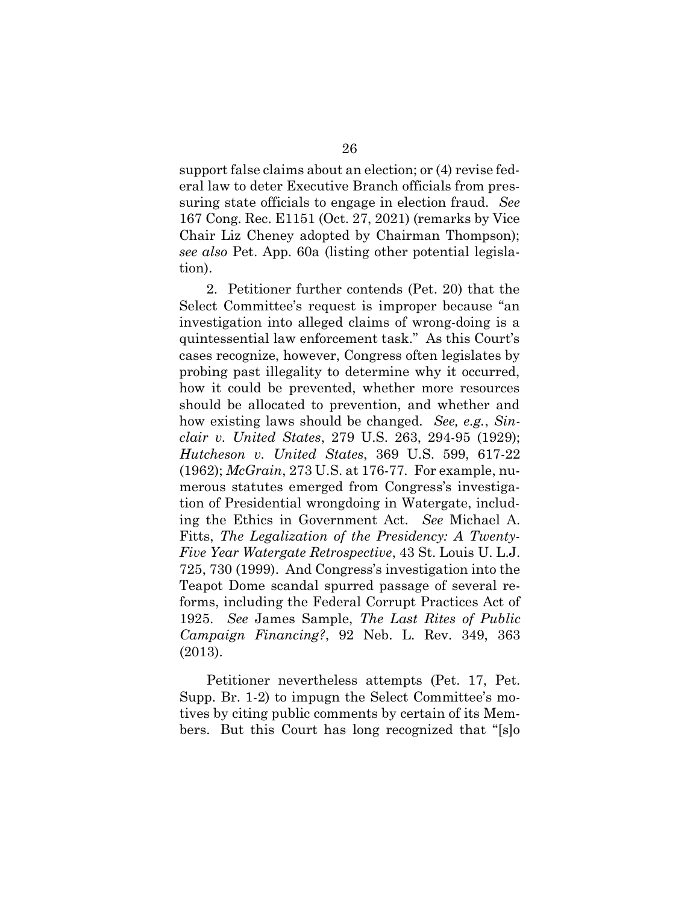support false claims about an election; or (4) revise federal law to deter Executive Branch officials from pressuring state officials to engage in election fraud. *See* 167 Cong. Rec. E1151 (Oct. 27, 2021) (remarks by Vice Chair Liz Cheney adopted by Chairman Thompson); *see also* Pet. App. 60a (listing other potential legislation).

2. Petitioner further contends (Pet. 20) that the Select Committee's request is improper because "an investigation into alleged claims of wrong-doing is a quintessential law enforcement task." As this Court's cases recognize, however, Congress often legislates by probing past illegality to determine why it occurred, how it could be prevented, whether more resources should be allocated to prevention, and whether and how existing laws should be changed. *See, e.g.*, *Sinclair v. United States*, 279 U.S. 263, 294-95 (1929); *Hutcheson v. United States*, 369 U.S. 599, 617-22 (1962); *McGrain*, 273 U.S. at 176-77. For example, numerous statutes emerged from Congress's investigation of Presidential wrongdoing in Watergate, including the Ethics in Government Act. *See* Michael A. Fitts, *The Legalization of the Presidency: A Twenty-Five Year Watergate Retrospective*, 43 St. Louis U. L.J. 725, 730 (1999). And Congress's investigation into the Teapot Dome scandal spurred passage of several reforms, including the Federal Corrupt Practices Act of 1925. *See* James Sample, *The Last Rites of Public Campaign Financing?*, 92 Neb. L. Rev. 349, 363 (2013).

Petitioner nevertheless attempts (Pet. 17, Pet. Supp. Br. 1-2) to impugn the Select Committee's motives by citing public comments by certain of its Members. But this Court has long recognized that "[s]o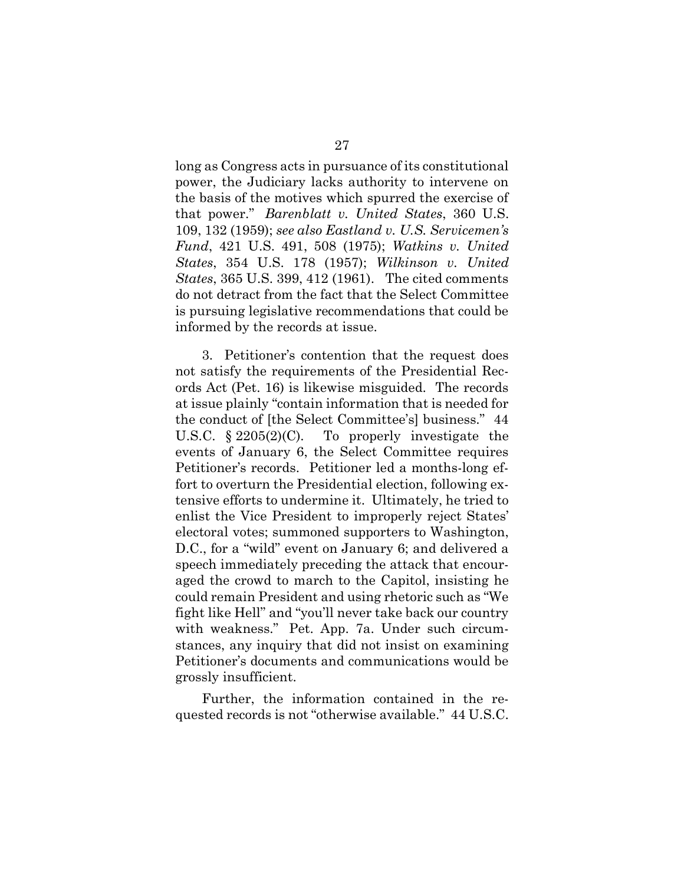long as Congress acts in pursuance of its constitutional power, the Judiciary lacks authority to intervene on the basis of the motives which spurred the exercise of that power." *Barenblatt v. United States*, 360 U.S. 109, 132 (1959); *see also Eastland v. U.S. Servicemen's Fund*, 421 U.S. 491, 508 (1975); *Watkins v. United States*, 354 U.S. 178 (1957); *Wilkinson v. United States*, 365 U.S. 399, 412 (1961). The cited comments do not detract from the fact that the Select Committee is pursuing legislative recommendations that could be informed by the records at issue.

3. Petitioner's contention that the request does not satisfy the requirements of the Presidential Records Act (Pet. 16) is likewise misguided. The records at issue plainly "contain information that is needed for the conduct of [the Select Committee's] business." 44 U.S.C. § 2205(2)(C). To properly investigate the events of January 6, the Select Committee requires Petitioner's records. Petitioner led a months-long effort to overturn the Presidential election, following extensive efforts to undermine it. Ultimately, he tried to enlist the Vice President to improperly reject States' electoral votes; summoned supporters to Washington, D.C., for a "wild" event on January 6; and delivered a speech immediately preceding the attack that encouraged the crowd to march to the Capitol, insisting he could remain President and using rhetoric such as "We fight like Hell" and "you'll never take back our country with weakness." Pet. App. 7a. Under such circumstances, any inquiry that did not insist on examining Petitioner's documents and communications would be grossly insufficient.

Further, the information contained in the requested records is not "otherwise available." 44 U.S.C.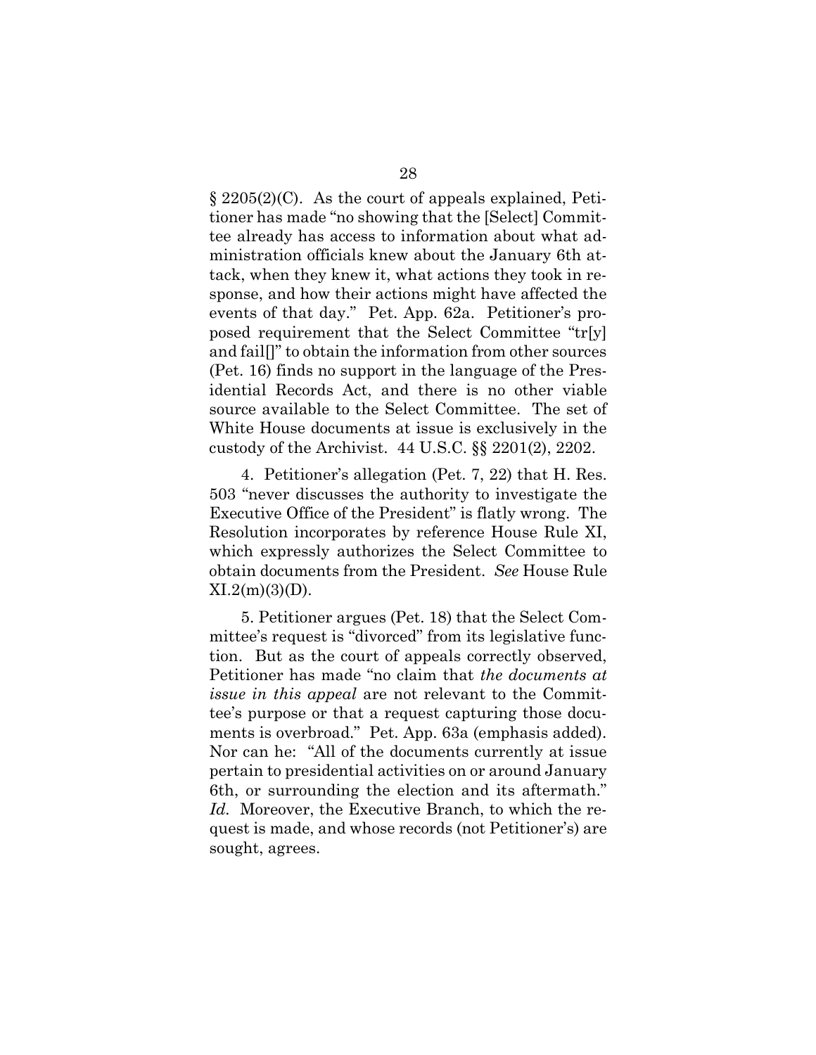§ 2205(2)(C). As the court of appeals explained, Petitioner has made "no showing that the [Select] Committee already has access to information about what administration officials knew about the January 6th attack, when they knew it, what actions they took in response, and how their actions might have affected the events of that day." Pet. App. 62a. Petitioner's proposed requirement that the Select Committee "tr[y] and fail[]" to obtain the information from other sources (Pet. 16) finds no support in the language of the Presidential Records Act, and there is no other viable source available to the Select Committee. The set of White House documents at issue is exclusively in the custody of the Archivist. 44 U.S.C. §§ 2201(2), 2202.

4. Petitioner's allegation (Pet. 7, 22) that H. Res. 503 "never discusses the authority to investigate the Executive Office of the President" is flatly wrong. The Resolution incorporates by reference House Rule XI, which expressly authorizes the Select Committee to obtain documents from the President. *See* House Rule XI.2(m)(3)(D).

5. Petitioner argues (Pet. 18) that the Select Committee's request is "divorced" from its legislative function. But as the court of appeals correctly observed, Petitioner has made "no claim that *the documents at issue in this appeal* are not relevant to the Committee's purpose or that a request capturing those documents is overbroad." Pet. App. 63a (emphasis added). Nor can he: "All of the documents currently at issue pertain to presidential activities on or around January 6th, or surrounding the election and its aftermath." *Id.* Moreover, the Executive Branch, to which the request is made, and whose records (not Petitioner's) are sought, agrees.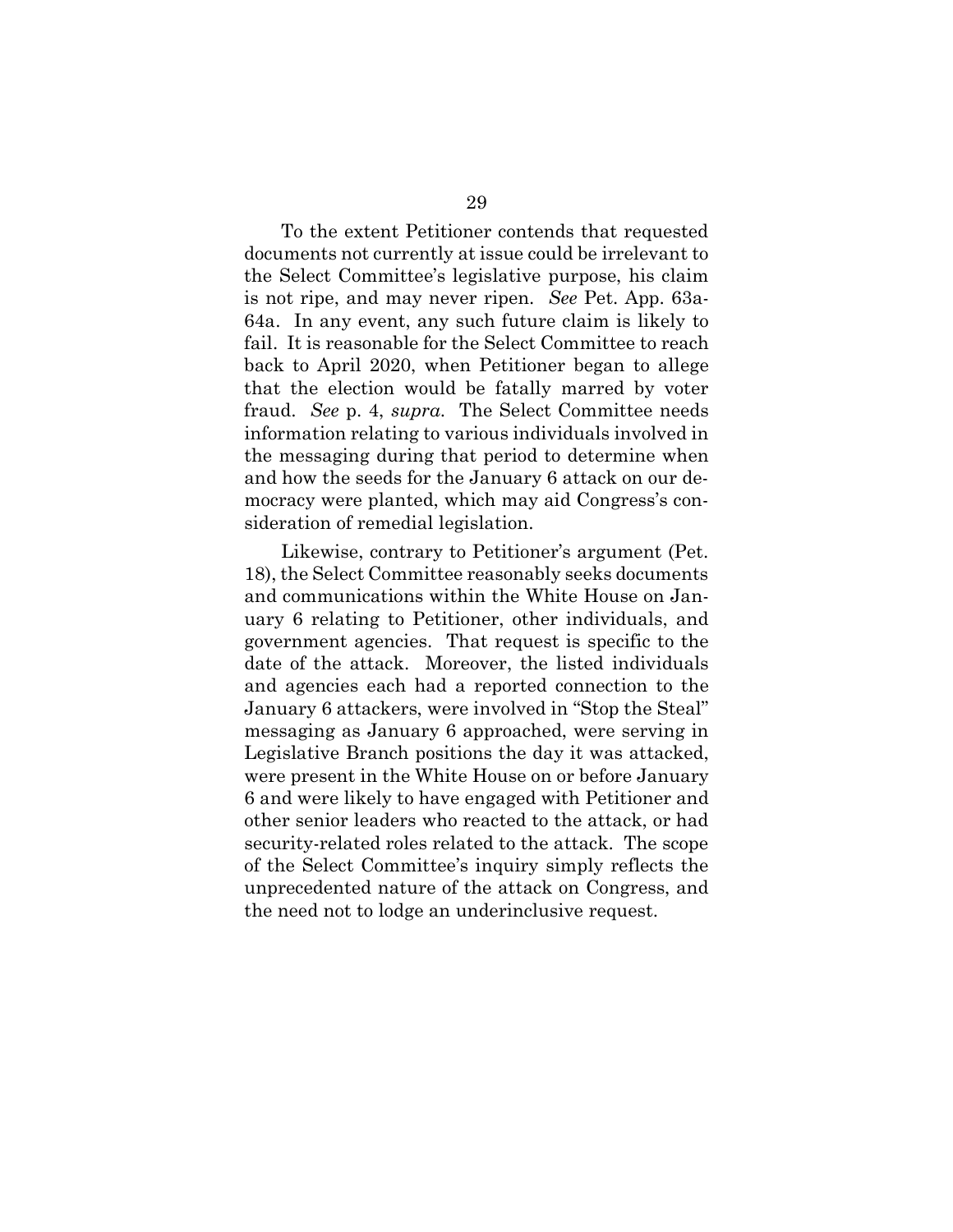To the extent Petitioner contends that requested documents not currently at issue could be irrelevant to the Select Committee's legislative purpose, his claim is not ripe, and may never ripen. *See* Pet. App. 63a-64a. In any event, any such future claim is likely to fail. It is reasonable for the Select Committee to reach back to April 2020, when Petitioner began to allege that the election would be fatally marred by voter fraud. *See* p. 4, *supra*. The Select Committee needs information relating to various individuals involved in the messaging during that period to determine when and how the seeds for the January 6 attack on our democracy were planted, which may aid Congress's consideration of remedial legislation.

Likewise, contrary to Petitioner's argument (Pet. 18), the Select Committee reasonably seeks documents and communications within the White House on January 6 relating to Petitioner, other individuals, and government agencies. That request is specific to the date of the attack. Moreover, the listed individuals and agencies each had a reported connection to the January 6 attackers, were involved in "Stop the Steal" messaging as January 6 approached, were serving in Legislative Branch positions the day it was attacked, were present in the White House on or before January 6 and were likely to have engaged with Petitioner and other senior leaders who reacted to the attack, or had security-related roles related to the attack. The scope of the Select Committee's inquiry simply reflects the unprecedented nature of the attack on Congress, and the need not to lodge an underinclusive request.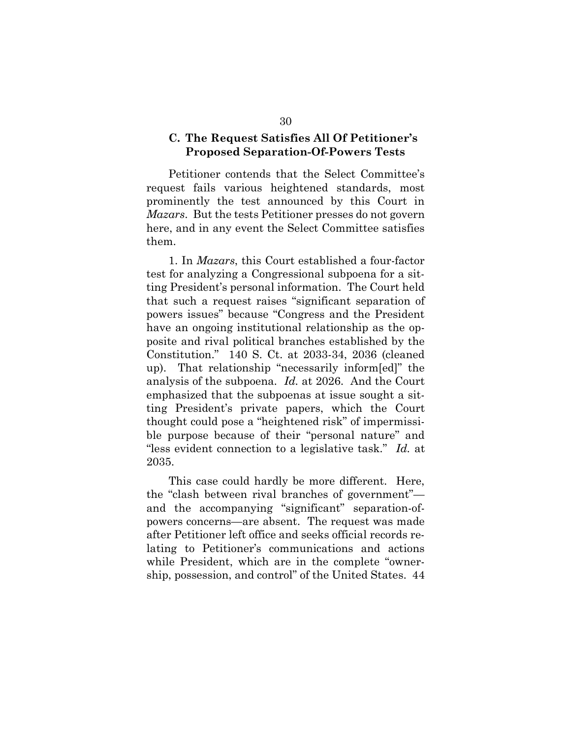### C. The Request Satisfies All Of Petitioner's Proposed Separation-Of-Powers Tests

Petitioner contends that the Select Committee's request fails various heightened standards, most prominently the test announced by this Court in *Mazars*. But the tests Petitioner presses do not govern here, and in any event the Select Committee satisfies them.

1. In *Mazars*, this Court established a four-factor test for analyzing a Congressional subpoena for a sitting President's personal information. The Court held that such a request raises "significant separation of powers issues" because "Congress and the President have an ongoing institutional relationship as the opposite and rival political branches established by the Constitution." 140 S. Ct. at 2033-34, 2036 (cleaned up). That relationship "necessarily inform[ed]" the analysis of the subpoena. *Id.* at 2026. And the Court emphasized that the subpoenas at issue sought a sitting President's private papers, which the Court thought could pose a "heightened risk" of impermissible purpose because of their "personal nature" and "less evident connection to a legislative task." *Id.* at 2035.

This case could hardly be more different. Here, the "clash between rival branches of government"—and the accompanying "significant" separation-of-powers concerns—are absent. The request was made after Petitioner left office and seeks official records relating to Petitioner's communications and actions while President, which are in the complete "ownership, possession, and control" of the United States. 44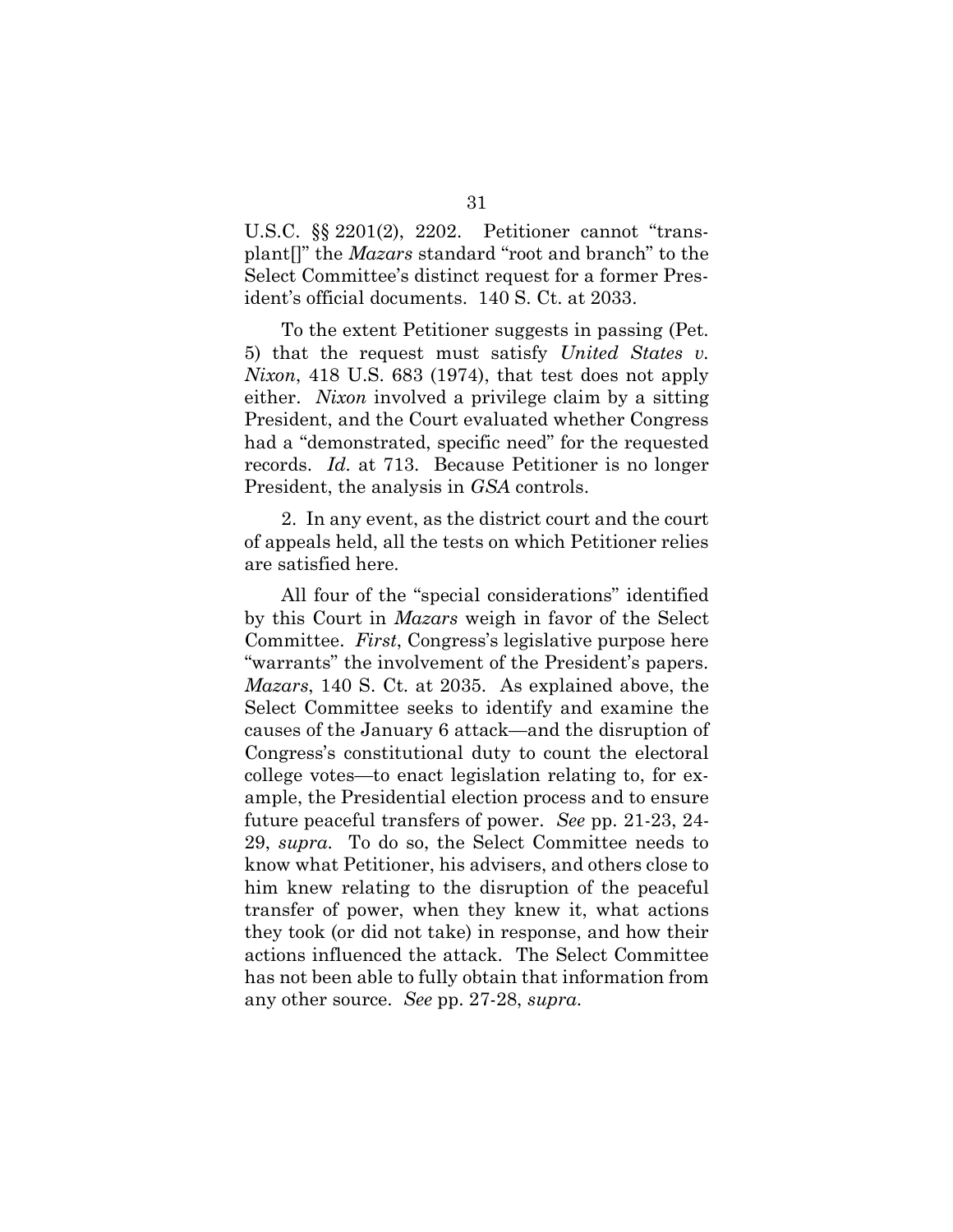U.S.C. §§ 2201(2), 2202. Petitioner cannot "transplant[]" the *Mazars* standard "root and branch" to the Select Committee's distinct request for a former President's official documents. 140 S. Ct. at 2033.

To the extent Petitioner suggests in passing (Pet. 5) that the request must satisfy *United States v. Nixon*, 418 U.S. 683 (1974), that test does not apply either. *Nixon* involved a privilege claim by a sitting President, and the Court evaluated whether Congress had a "demonstrated, specific need" for the requested records. *Id.* at 713. Because Petitioner is no longer President, the analysis in *GSA* controls.

2. In any event, as the district court and the court of appeals held, all the tests on which Petitioner relies are satisfied here.

All four of the "special considerations" identified by this Court in *Mazars* weigh in favor of the Select Committee. *First*, Congress's legislative purpose here "warrants" the involvement of the President's papers. *Mazars*, 140 S. Ct. at 2035. As explained above, the Select Committee seeks to identify and examine the causes of the January 6 attack—and the disruption of Congress's constitutional duty to count the electoral college votes—to enact legislation relating to, for example, the Presidential election process and to ensure future peaceful transfers of power. *See* pp. 21-23, 24-29, *supra*. To do so, the Select Committee needs to know what Petitioner, his advisers, and others close to him knew relating to the disruption of the peaceful transfer of power, when they knew it, what actions they took (or did not take) in response, and how their actions influenced the attack. The Select Committee has not been able to fully obtain that information from any other source. *See* pp. 27-28, *supra*.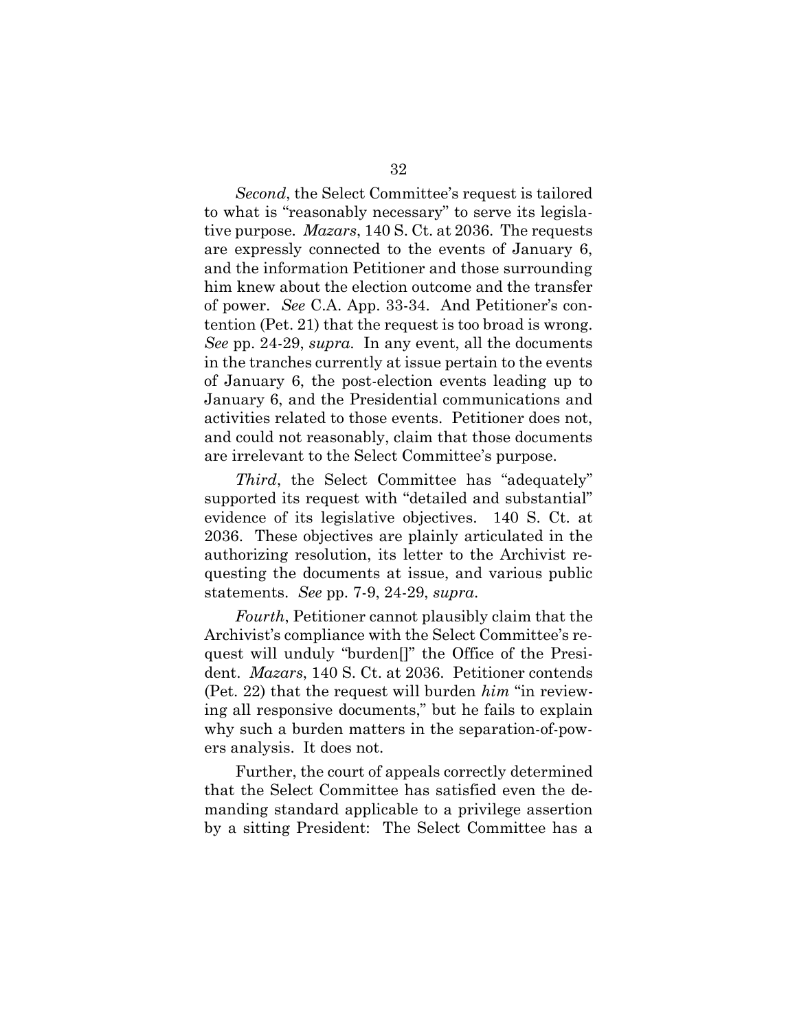*Second*, the Select Committee's request is tailored to what is "reasonably necessary" to serve its legislative purpose. *Mazars*, 140 S. Ct. at 2036. The requests are expressly connected to the events of January 6, and the information Petitioner and those surrounding him knew about the election outcome and the transfer of power. *See* C.A. App. 33-34. And Petitioner's contention (Pet. 21) that the request is too broad is wrong. *See* pp. 24-29, *supra*. In any event, all the documents in the tranches currently at issue pertain to the events of January 6, the post-election events leading up to January 6, and the Presidential communications and activities related to those events. Petitioner does not, and could not reasonably, claim that those documents are irrelevant to the Select Committee's purpose.

*Third*, the Select Committee has "adequately" supported its request with "detailed and substantial" evidence of its legislative objectives. 140 S. Ct. at 2036. These objectives are plainly articulated in the authorizing resolution, its letter to the Archivist requesting the documents at issue, and various public statements. *See* pp. 7-9, 24-29, *supra*.

*Fourth*, Petitioner cannot plausibly claim that the Archivist's compliance with the Select Committee's request will unduly "burden[]" the Office of the President. *Mazars*, 140 S. Ct. at 2036. Petitioner contends (Pet. 22) that the request will burden *him* "in reviewing all responsive documents," but he fails to explain why such a burden matters in the separation-of-powers analysis. It does not.

Further, the court of appeals correctly determined that the Select Committee has satisfied even the demanding standard applicable to a privilege assertion by a sitting President: The Select Committee has a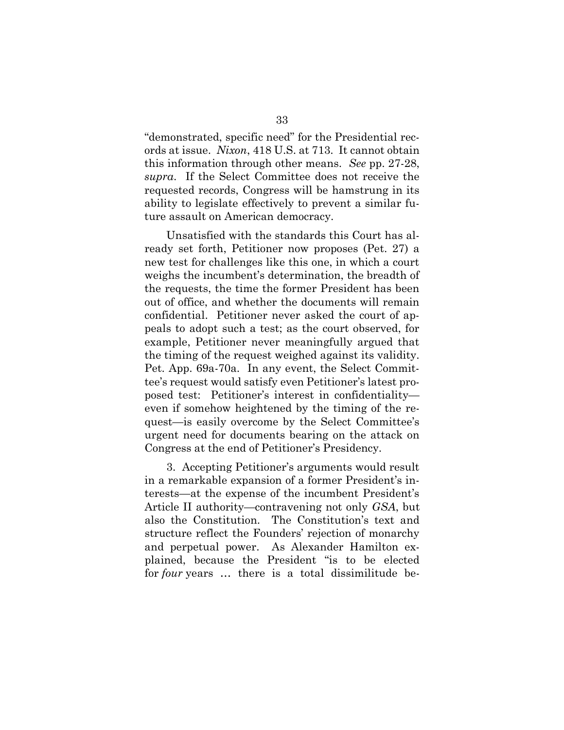"demonstrated, specific need" for the Presidential records at issue. *Nixon*, 418 U.S. at 713. It cannot obtain this information through other means. *See* pp. 27-28, *supra*. If the Select Committee does not receive the requested records, Congress will be hamstrung in its ability to legislate effectively to prevent a similar future assault on American democracy.

Unsatisfied with the standards this Court has already set forth, Petitioner now proposes (Pet. 27) a new test for challenges like this one, in which a court weighs the incumbent's determination, the breadth of the requests, the time the former President has been out of office, and whether the documents will remain confidential. Petitioner never asked the court of appeals to adopt such a test; as the court observed, for example, Petitioner never meaningfully argued that the timing of the request weighed against its validity. Pet. App. 69a-70a. In any event, the Select Committee's request would satisfy even Petitioner's latest proposed test: Petitioner's interest in confidentiality—even if somehow heightened by the timing of the request—is easily overcome by the Select Committee's urgent need for documents bearing on the attack on Congress at the end of Petitioner's Presidency.

3. Accepting Petitioner's arguments would result in a remarkable expansion of a former President's interests—at the expense of the incumbent President's Article II authority—contravening not only *GSA*, but also the Constitution. The Constitution's text and structure reflect the Founders' rejection of monarchy and perpetual power. As Alexander Hamilton explained, because the President "is to be elected for *four* years … there is a total dissimilitude be-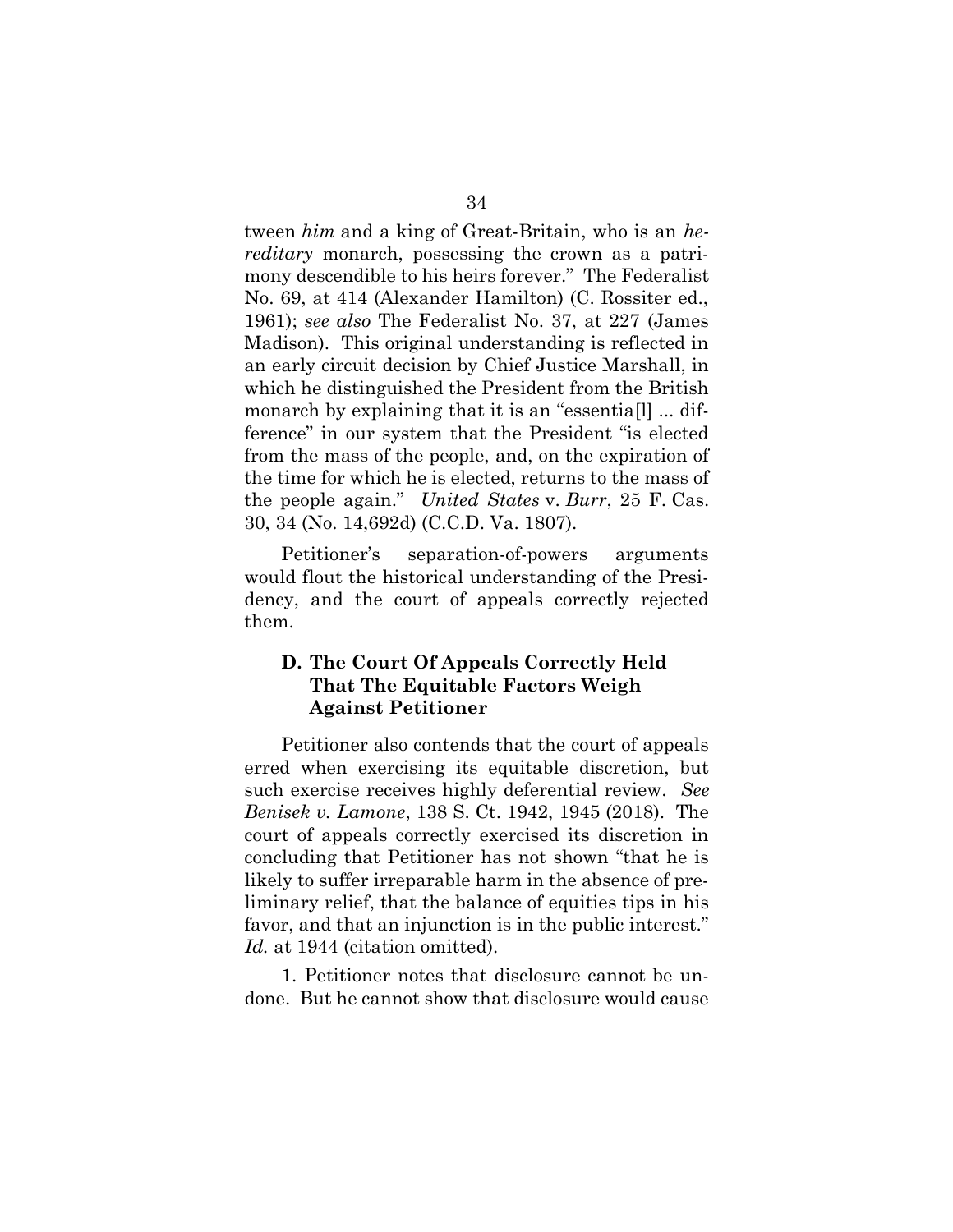tween *him* and a king of Great-Britain, who is an *hereditary* monarch, possessing the crown as a patrimony descendible to his heirs forever." The Federalist No. 69, at 414 (Alexander Hamilton) (C. Rossiter ed., 1961); *see also* The Federalist No. 37, at 227 (James Madison). This original understanding is reflected in an early circuit decision by Chief Justice Marshall, in which he distinguished the President from the British monarch by explaining that it is an "essentia[l] ... difference" in our system that the President "is elected from the mass of the people, and, on the expiration of the time for which he is elected, returns to the mass of the people again." *United States* v. *Burr*, 25 F. Cas. 30, 34 (No. 14,692d) (C.C.D. Va. 1807).

Petitioner's separation-of-powers arguments would flout the historical understanding of the Presidency, and the court of appeals correctly rejected them.

### D. The Court Of Appeals Correctly Held That The Equitable Factors Weigh Against Petitioner

Petitioner also contends that the court of appeals erred when exercising its equitable discretion, but such exercise receives highly deferential review. *See Benisek v. Lamone*, 138 S. Ct. 1942, 1945 (2018). The court of appeals correctly exercised its discretion in concluding that Petitioner has not shown "that he is likely to suffer irreparable harm in the absence of preliminary relief, that the balance of equities tips in his favor, and that an injunction is in the public interest." *Id.* at 1944 (citation omitted).

1. Petitioner notes that disclosure cannot be undone. But he cannot show that disclosure would cause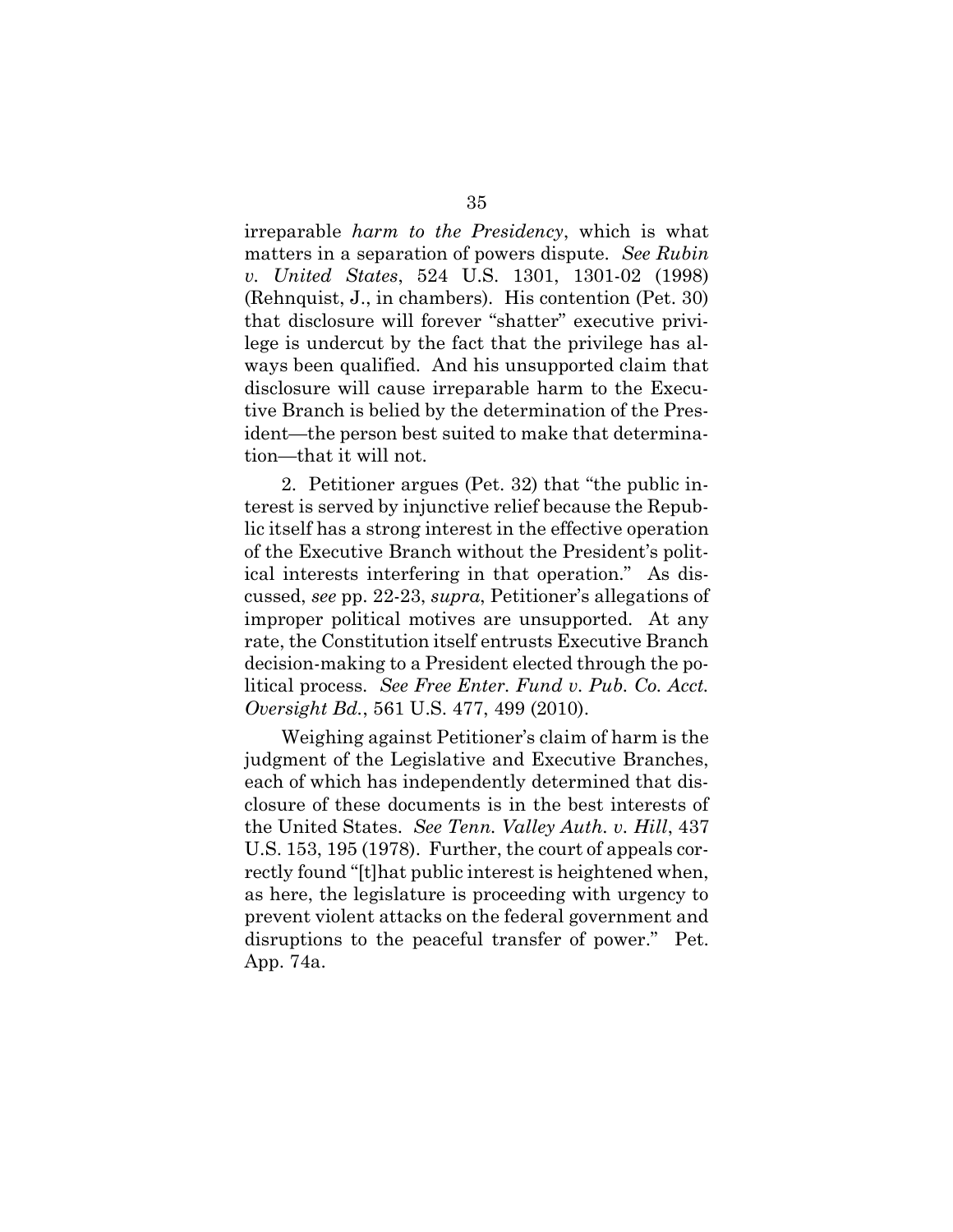irreparable *harm to the Presidency*, which is what matters in a separation of powers dispute. *See Rubin v. United States*, 524 U.S. 1301, 1301-02 (1998) (Rehnquist, J., in chambers). His contention (Pet. 30) that disclosure will forever "shatter" executive privilege is undercut by the fact that the privilege has always been qualified. And his unsupported claim that disclosure will cause irreparable harm to the Executive Branch is belied by the determination of the President—the person best suited to make that determination—that it will not.

2. Petitioner argues (Pet. 32) that "the public interest is served by injunctive relief because the Republic itself has a strong interest in the effective operation of the Executive Branch without the President's political interests interfering in that operation." As discussed, *see* pp. 22-23, *supra*, Petitioner's allegations of improper political motives are unsupported. At any rate, the Constitution itself entrusts Executive Branch decision-making to a President elected through the political process. *See Free Enter. Fund v. Pub. Co. Acct. Oversight Bd.*, 561 U.S. 477, 499 (2010).

Weighing against Petitioner's claim of harm is the judgment of the Legislative and Executive Branches, each of which has independently determined that disclosure of these documents is in the best interests of the United States. *See Tenn. Valley Auth. v. Hill*, 437 U.S. 153, 195 (1978). Further, the court of appeals correctly found "[t]hat public interest is heightened when, as here, the legislature is proceeding with urgency to prevent violent attacks on the federal government and disruptions to the peaceful transfer of power." Pet. App. 74a.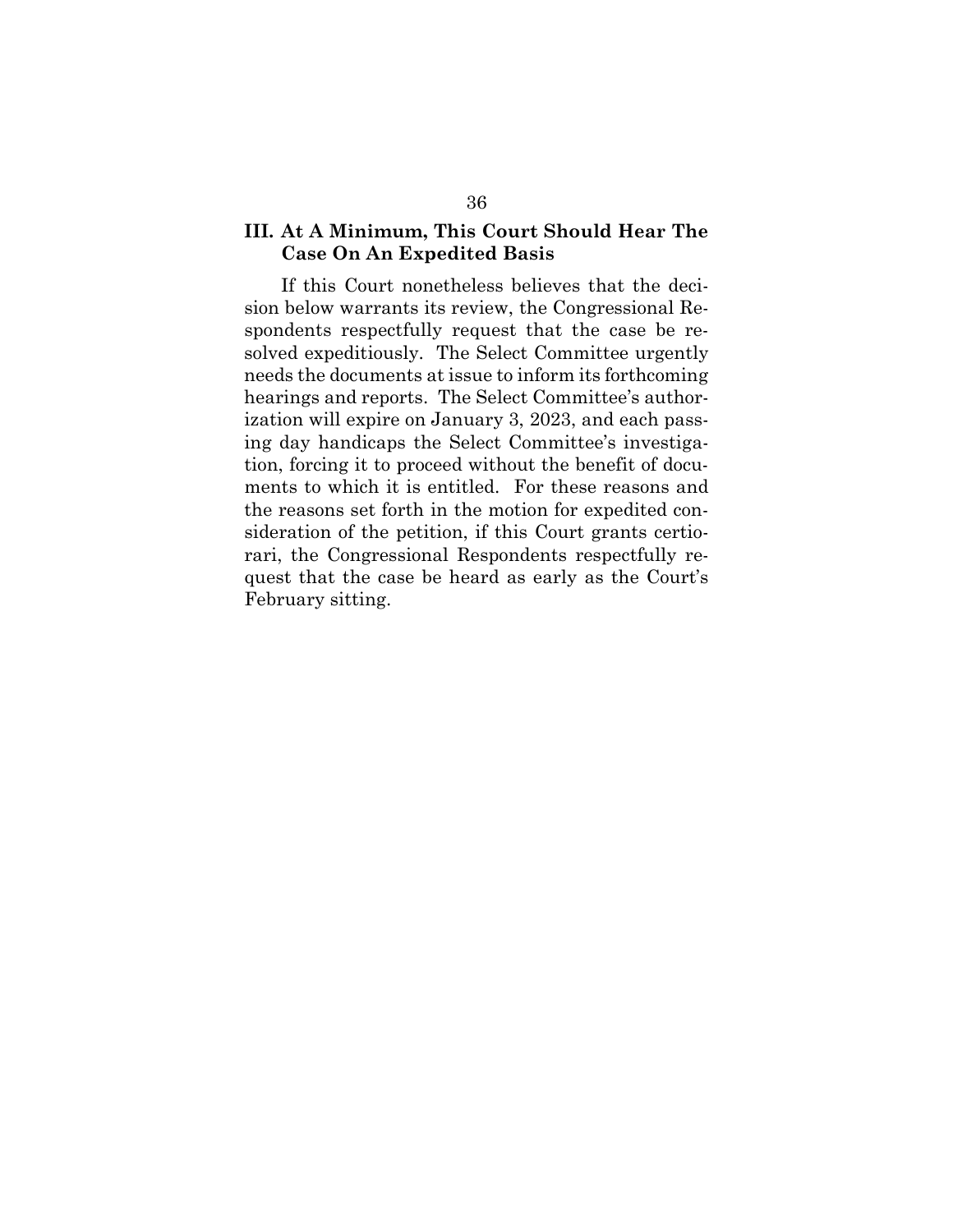## III. At A Minimum, This Court Should Hear The Case On An Expedited Basis

If this Court nonetheless believes that the decision below warrants its review, the Congressional Respondents respectfully request that the case be resolved expeditiously. The Select Committee urgently needs the documents at issue to inform its forthcoming hearings and reports. The Select Committee's authorization will expire on January 3, 2023, and each passing day handicaps the Select Committee's investigation, forcing it to proceed without the benefit of documents to which it is entitled. For these reasons and the reasons set forth in the motion for expedited consideration of the petition, if this Court grants certiorari, the Congressional Respondents respectfully request that the case be heard as early as the Court's February sitting.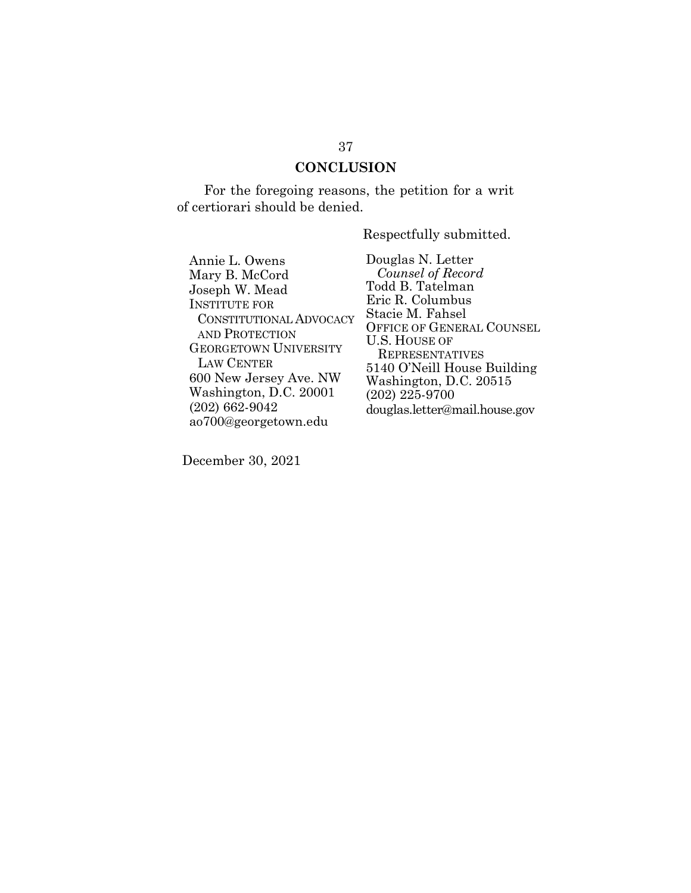## CONCLUSION

For the foregoing reasons, the petition for a writ of certiorari should be denied.

Respectfully submitted.

Annie L. Owens
Mary B. McCord
Joseph W. Mead
INSTITUTE FOR
CONSTITUTIONAL ADVOCACY
AND PROTECTION
GEORGETOWN UNIVERSITY
LAW CENTER
600 New Jersey Ave. NW
Washington, D.C. 20001
(202) 662-9042
ao700@georgetown.edu

Douglas N. Letter
*Counsel of Record*
Todd B. Tatelman
Eric R. Columbus
Stacie M. Fahsel
OFFICE OF GENERAL COUNSEL
U.S. HOUSE OF
REPRESENTATIVES
5140 O'Neill House Building
Washington, D.C. 20515
(202) 225-9700
douglas.letter@mail.house.gov

December 30, 2021